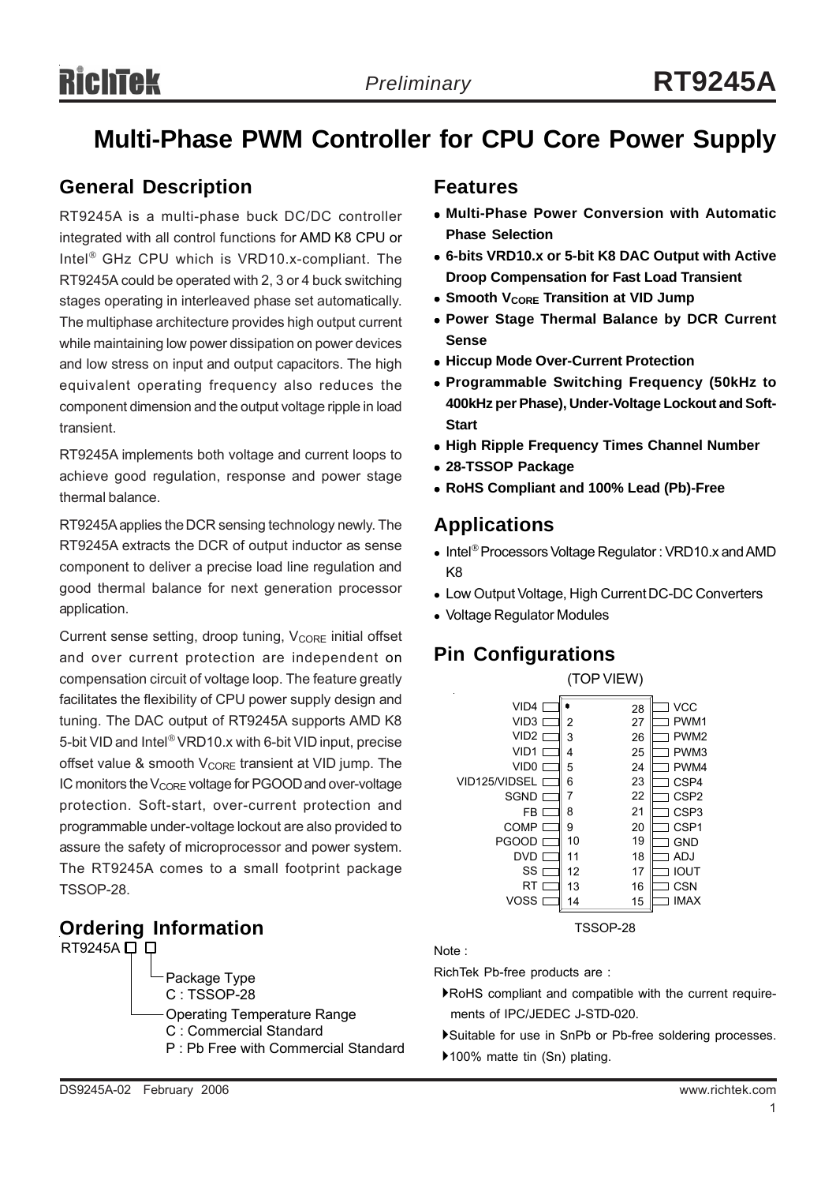# Multi-Phase PWM Controller for CPU Core Power Supply

## General Description

RT9245A is a multi-phase buck DC/DC controller integrated with all control functions for AMD K8 CPU or Intel® GHz CPU which is VRD10.x-compliant. The RT9245A could be operated with 2, 3 or 4 buck switching stages operating in interleaved phase set automatically. The multiphase architecture provides high output current while maintaining low power dissipation on power devices and low stress on input and output capacitors. The high equivalent operating frequency also reduces the component dimension and the output voltage ripple in load transient.

RT9245A implements both voltage and current loops to achieve good regulation, response and power stage thermal balance.

RT9245A applies the DCR sensing technology newly. The RT9245A extracts the DCR of output inductor as sense component to deliver a precise load line regulation and good thermal balance for next generation processor application.

Current sense setting, droop tuning, $V_{CORE}$ initial offset and over current protection are independent on compensation circuit of voltage loop. The feature greatly facilitates the flexibility of CPU power supply design and tuning. The DAC output of RT9245A supports AMD K8 5-bit VID and Intel® VRD10.x with 6-bit VID input, precise offset value & smooth $V_{CORE}$ transient at VID jump. The IC monitors the $V_{CORE}$ voltage for PGOOD and over-voltage protection. Soft-start, over-current protection and programmable under-voltage lockout are also provided to assure the safety of microprocessor and power system. The RT9245A comes to a small footprint package TSSOP-28.

## Ordering Information

RT9245A □ □

- Package Type
  - C : TSSOP-28
- Operating Temperature Range
  - C : Commercial Standard
  - P : Pb Free with Commercial Standard

## Features

- **Multi-Phase Power Conversion with Automatic Phase Selection**
- **6-bits VRD10.x or 5-bit K8 DAC Output with Active Droop Compensation for Fast Load Transient**
- **Smooth $V_{CORE}$ Transition at VID Jump**
- **Power Stage Thermal Balance by DCR Current Sense**
- **Hiccup Mode Over-Current Protection**
- **Programmable Switching Frequency (50kHz to 400kHz per Phase), Under-Voltage Lockout and Soft-Start**
- **High Ripple Frequency Times Channel Number**
- **28-TSSOP Package**
- **RoHS Compliant and 100% Lead (Pb)-Free**

## Applications

- Intel® Processors Voltage Regulator : VRD10.x and AMD K8
- Low Output Voltage, High Current DC-DC Converters
- Voltage Regulator Modules

## Pin Configurations

(TOP VIEW)

| Pin | Name | Pin | Name |
|---|---|---|---|
| 1 | VID4 | 28 | VCC |
| 2 | VID3 | 27 | PWM1 |
| 3 | VID2 | 26 | PWM2 |
| 4 | VID1 | 25 | PWM3 |
| 5 | VID0 | 24 | PWM4 |
| 6 | VID125/VIDSEL | 23 | CSP4 |
| 7 | SGND | 22 | CSP2 |
| 8 | FB | 21 | CSP3 |
| 9 | COMP | 20 | CSP1 |
| 10 | PGOOD | 19 | GND |
| 11 | DVD | 18 | ADJ |
| 12 | SS | 17 | IOUT |
| 13 | RT | 16 | CSN |
| 14 | VOSS | 15 | IMAX |

TSSOP-28

Note :

RichTek Pb-free products are :

- RoHS compliant and compatible with the current requirements of IPC/JEDEC J-STD-020.
- Suitable for use in SnPb or Pb-free soldering processes.
- 100% matte tin (Sn) plating.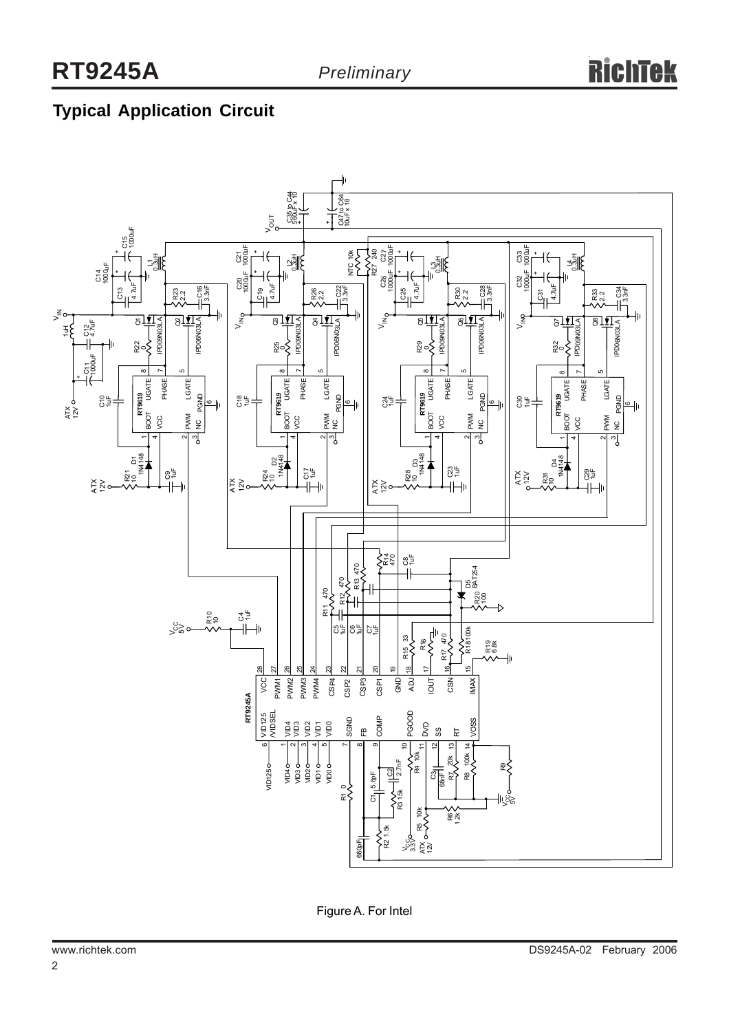## Typical Application Circuit

Figure A. For Intel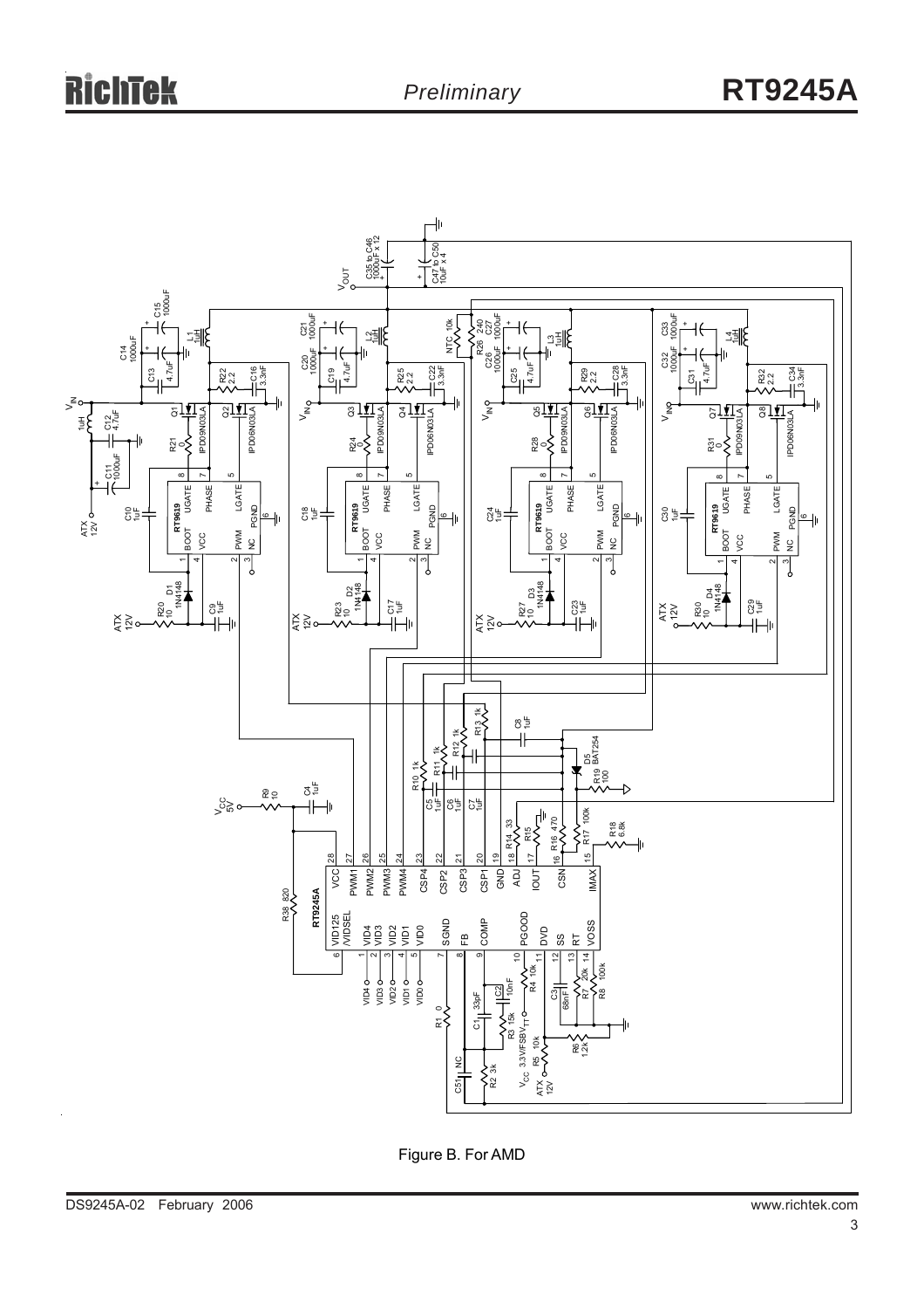Figure B. For AMD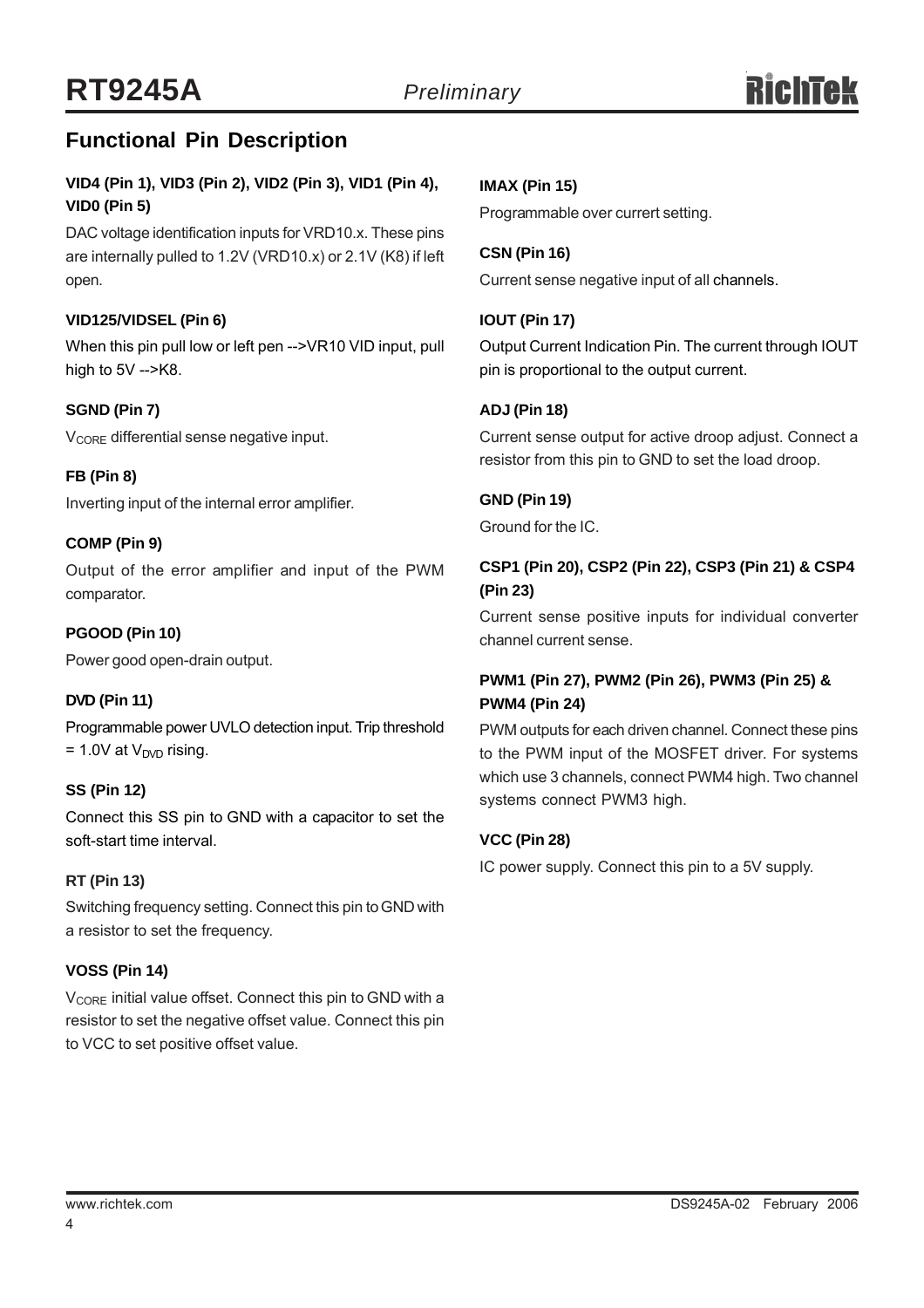## Functional Pin Description

**VID4 (Pin 1), VID3 (Pin 2), VID2 (Pin 3), VID1 (Pin 4), VID0 (Pin 5)**

DAC voltage identification inputs for VRD10.x. These pins are internally pulled to 1.2V (VRD10.x) or 2.1V (K8) if left open.

**VID125/VIDSEL (Pin 6)**

When this pin pull low or left pen -->VR10 VID input, pull high to 5V -->K8.

**SGND (Pin 7)**

$V_{CORE}$ differential sense negative input.

**FB (Pin 8)**

Inverting input of the internal error amplifier.

**COMP (Pin 9)**

Output of the error amplifier and input of the PWM comparator.

**PGOOD (Pin 10)**

Power good open-drain output.

**DVD (Pin 11)**

Programmable power UVLO detection input. Trip threshold = 1.0V at $V_{DVD}$ rising.

**SS (Pin 12)**

Connect this SS pin to GND with a capacitor to set the soft-start time interval.

**RT (Pin 13)**

Switching frequency setting. Connect this pin to GND with a resistor to set the frequency.

**VOSS (Pin 14)**

$V_{CORE}$ initial value offset. Connect this pin to GND with a resistor to set the negative offset value. Connect this pin to VCC to set positive offset value.

**IMAX (Pin 15)**

Programmable over currert setting.

**CSN (Pin 16)**

Current sense negative input of all channels.

**IOUT (Pin 17)**

Output Current Indication Pin. The current through IOUT pin is proportional to the output current.

**ADJ (Pin 18)**

Current sense output for active droop adjust. Connect a resistor from this pin to GND to set the load droop.

**GND (Pin 19)**

Ground for the IC.

**CSP1 (Pin 20), CSP2 (Pin 22), CSP3 (Pin 21) & CSP4 (Pin 23)**

Current sense positive inputs for individual converter channel current sense.

**PWM1 (Pin 27), PWM2 (Pin 26), PWM3 (Pin 25) & PWM4 (Pin 24)**

PWM outputs for each driven channel. Connect these pins to the PWM input of the MOSFET driver. For systems which use 3 channels, connect PWM4 high. Two channel systems connect PWM3 high.

**VCC (Pin 28)**

IC power supply. Connect this pin to a 5V supply.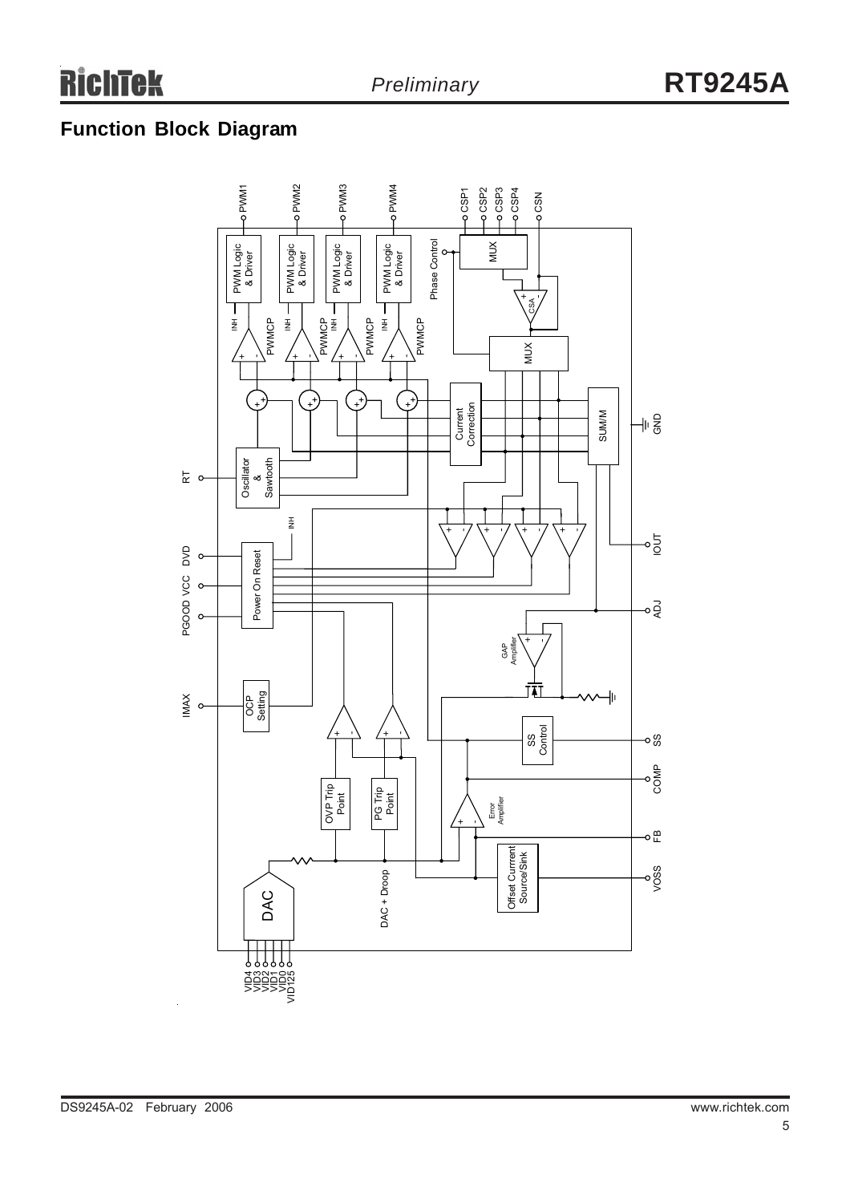## Function Block Diagram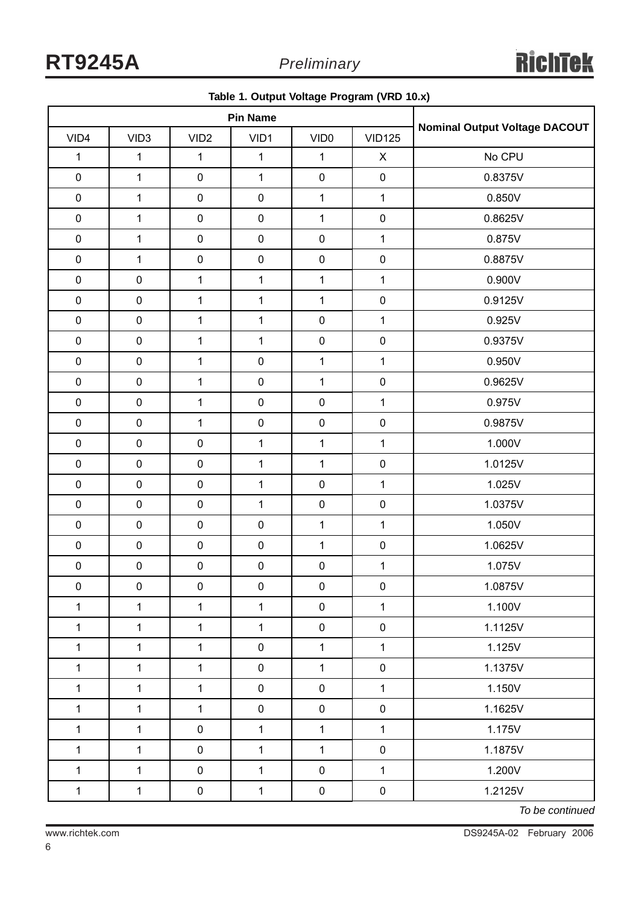**Table 1. Output Voltage Program (VRD 10.x)**

| Pin Name | | | | | | Nominal Output Voltage DACOUT |
|---|---|---|---|---|---|---|
| VID4 | VID3 | VID2 | VID1 | VID0 | VID125 | |
| 1 | 1 | 1 | 1 | 1 | X | No CPU |
| 0 | 1 | 0 | 1 | 0 | 0 | 0.8375V |
| 0 | 1 | 0 | 0 | 1 | 1 | 0.850V |
| 0 | 1 | 0 | 0 | 1 | 0 | 0.8625V |
| 0 | 1 | 0 | 0 | 0 | 1 | 0.875V |
| 0 | 1 | 0 | 0 | 0 | 0 | 0.8875V |
| 0 | 0 | 1 | 1 | 1 | 1 | 0.900V |
| 0 | 0 | 1 | 1 | 1 | 0 | 0.9125V |
| 0 | 0 | 1 | 1 | 0 | 1 | 0.925V |
| 0 | 0 | 1 | 1 | 0 | 0 | 0.9375V |
| 0 | 0 | 1 | 0 | 1 | 1 | 0.950V |
| 0 | 0 | 1 | 0 | 1 | 0 | 0.9625V |
| 0 | 0 | 1 | 0 | 0 | 1 | 0.975V |
| 0 | 0 | 1 | 0 | 0 | 0 | 0.9875V |
| 0 | 0 | 0 | 1 | 1 | 1 | 1.000V |
| 0 | 0 | 0 | 1 | 1 | 0 | 1.0125V |
| 0 | 0 | 0 | 1 | 0 | 1 | 1.025V |
| 0 | 0 | 0 | 1 | 0 | 0 | 1.0375V |
| 0 | 0 | 0 | 0 | 1 | 1 | 1.050V |
| 0 | 0 | 0 | 0 | 1 | 0 | 1.0625V |
| 0 | 0 | 0 | 0 | 0 | 1 | 1.075V |
| 0 | 0 | 0 | 0 | 0 | 0 | 1.0875V |
| 1 | 1 | 1 | 1 | 0 | 1 | 1.100V |
| 1 | 1 | 1 | 1 | 0 | 0 | 1.1125V |
| 1 | 1 | 1 | 0 | 1 | 1 | 1.125V |
| 1 | 1 | 1 | 0 | 1 | 0 | 1.1375V |
| 1 | 1 | 1 | 0 | 0 | 1 | 1.150V |
| 1 | 1 | 1 | 0 | 0 | 0 | 1.1625V |
| 1 | 1 | 0 | 1 | 1 | 1 | 1.175V |
| 1 | 1 | 0 | 1 | 1 | 0 | 1.1875V |
| 1 | 1 | 0 | 1 | 0 | 1 | 1.200V |
| 1 | 1 | 0 | 1 | 0 | 0 | 1.2125V |

*To be continued*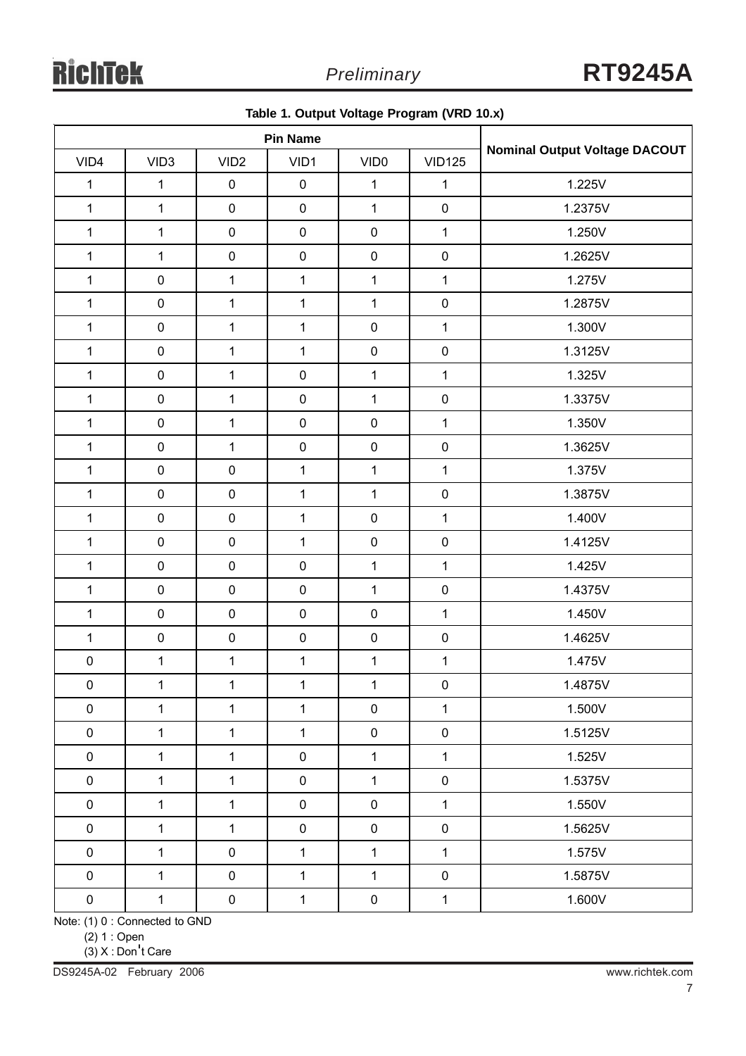**Table 1. Output Voltage Program (VRD 10.x)**

| Pin Name | | | | | | Nominal Output Voltage DACOUT |
|---|---|---|---|---|---|---|
| VID4 | VID3 | VID2 | VID1 | VID0 | VID125 | |
| 1 | 1 | 0 | 0 | 1 | 1 | 1.225V |
| 1 | 1 | 0 | 0 | 1 | 0 | 1.2375V |
| 1 | 1 | 0 | 0 | 0 | 1 | 1.250V |
| 1 | 1 | 0 | 0 | 0 | 0 | 1.2625V |
| 1 | 0 | 1 | 1 | 1 | 1 | 1.275V |
| 1 | 0 | 1 | 1 | 1 | 0 | 1.2875V |
| 1 | 0 | 1 | 1 | 0 | 1 | 1.300V |
| 1 | 0 | 1 | 1 | 0 | 0 | 1.3125V |
| 1 | 0 | 1 | 0 | 1 | 1 | 1.325V |
| 1 | 0 | 1 | 0 | 1 | 0 | 1.3375V |
| 1 | 0 | 1 | 0 | 0 | 1 | 1.350V |
| 1 | 0 | 1 | 0 | 0 | 0 | 1.3625V |
| 1 | 0 | 0 | 1 | 1 | 1 | 1.375V |
| 1 | 0 | 0 | 1 | 1 | 0 | 1.3875V |
| 1 | 0 | 0 | 1 | 0 | 1 | 1.400V |
| 1 | 0 | 0 | 1 | 0 | 0 | 1.4125V |
| 1 | 0 | 0 | 0 | 1 | 1 | 1.425V |
| 1 | 0 | 0 | 0 | 1 | 0 | 1.4375V |
| 1 | 0 | 0 | 0 | 0 | 1 | 1.450V |
| 1 | 0 | 0 | 0 | 0 | 0 | 1.4625V |
| 0 | 1 | 1 | 1 | 1 | 1 | 1.475V |
| 0 | 1 | 1 | 1 | 1 | 0 | 1.4875V |
| 0 | 1 | 1 | 1 | 0 | 1 | 1.500V |
| 0 | 1 | 1 | 1 | 0 | 0 | 1.5125V |
| 0 | 1 | 1 | 0 | 1 | 1 | 1.525V |
| 0 | 1 | 1 | 0 | 1 | 0 | 1.5375V |
| 0 | 1 | 1 | 0 | 0 | 1 | 1.550V |
| 0 | 1 | 1 | 0 | 0 | 0 | 1.5625V |
| 0 | 1 | 0 | 1 | 1 | 1 | 1.575V |
| 0 | 1 | 0 | 1 | 1 | 0 | 1.5875V |
| 0 | 1 | 0 | 1 | 0 | 1 | 1.600V |

Note: (1) 0 : Connected to GND

(2) 1 : Open

(3) X : Don't Care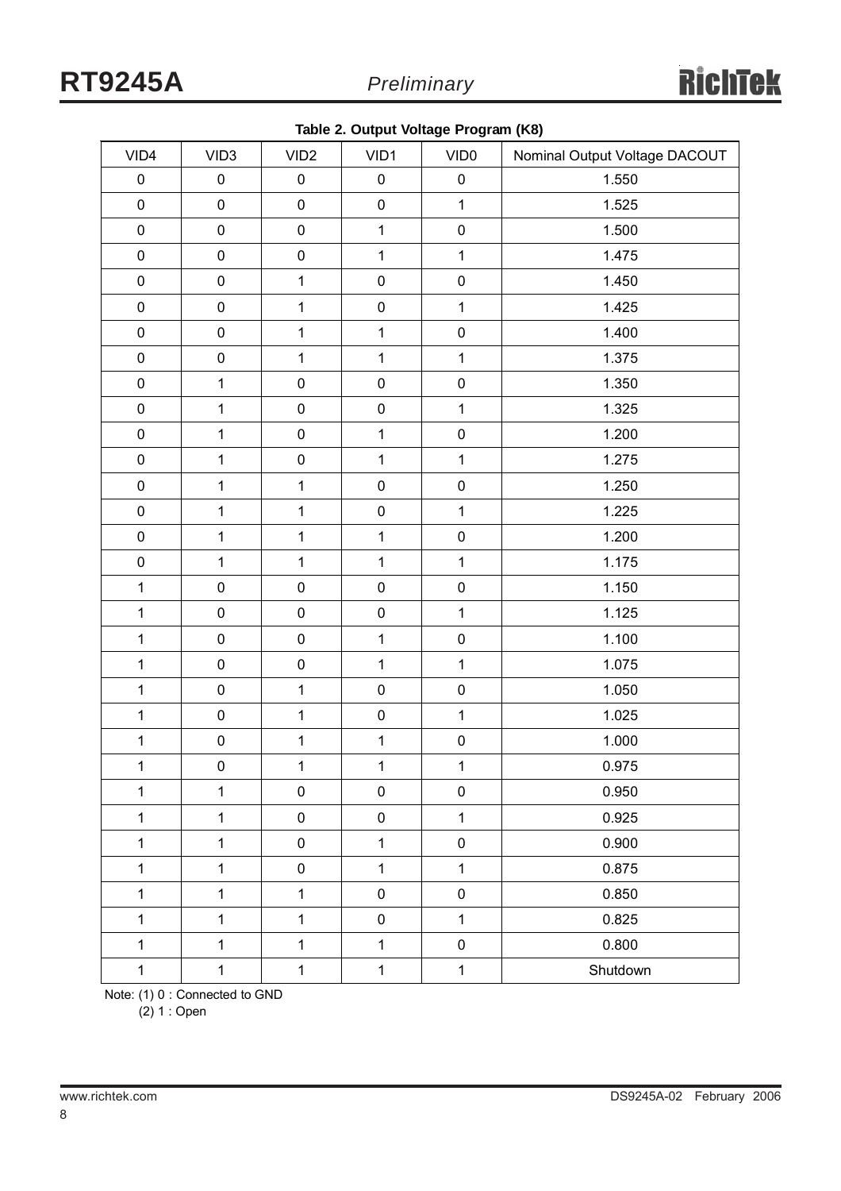**Table 2. Output Voltage Program (K8)**

| VID4 | VID3 | VID2 | VID1 | VID0 | Nominal Output Voltage DACOUT |
|---|---|---|---|---|---|
| 0 | 0 | 0 | 0 | 0 | 1.550 |
| 0 | 0 | 0 | 0 | 1 | 1.525 |
| 0 | 0 | 0 | 1 | 0 | 1.500 |
| 0 | 0 | 0 | 1 | 1 | 1.475 |
| 0 | 0 | 1 | 0 | 0 | 1.450 |
| 0 | 0 | 1 | 0 | 1 | 1.425 |
| 0 | 0 | 1 | 1 | 0 | 1.400 |
| 0 | 0 | 1 | 1 | 1 | 1.375 |
| 0 | 1 | 0 | 0 | 0 | 1.350 |
| 0 | 1 | 0 | 0 | 1 | 1.325 |
| 0 | 1 | 0 | 1 | 0 | 1.200 |
| 0 | 1 | 0 | 1 | 1 | 1.275 |
| 0 | 1 | 1 | 0 | 0 | 1.250 |
| 0 | 1 | 1 | 0 | 1 | 1.225 |
| 0 | 1 | 1 | 1 | 0 | 1.200 |
| 0 | 1 | 1 | 1 | 1 | 1.175 |
| 1 | 0 | 0 | 0 | 0 | 1.150 |
| 1 | 0 | 0 | 0 | 1 | 1.125 |
| 1 | 0 | 0 | 1 | 0 | 1.100 |
| 1 | 0 | 0 | 1 | 1 | 1.075 |
| 1 | 0 | 1 | 0 | 0 | 1.050 |
| 1 | 0 | 1 | 0 | 1 | 1.025 |
| 1 | 0 | 1 | 1 | 0 | 1.000 |
| 1 | 0 | 1 | 1 | 1 | 0.975 |
| 1 | 1 | 0 | 0 | 0 | 0.950 |
| 1 | 1 | 0 | 0 | 1 | 0.925 |
| 1 | 1 | 0 | 1 | 0 | 0.900 |
| 1 | 1 | 0 | 1 | 1 | 0.875 |
| 1 | 1 | 1 | 0 | 0 | 0.850 |
| 1 | 1 | 1 | 0 | 1 | 0.825 |
| 1 | 1 | 1 | 1 | 0 | 0.800 |
| 1 | 1 | 1 | 1 | 1 | Shutdown |

Note: (1) 0 : Connected to GND

(2) 1 : Open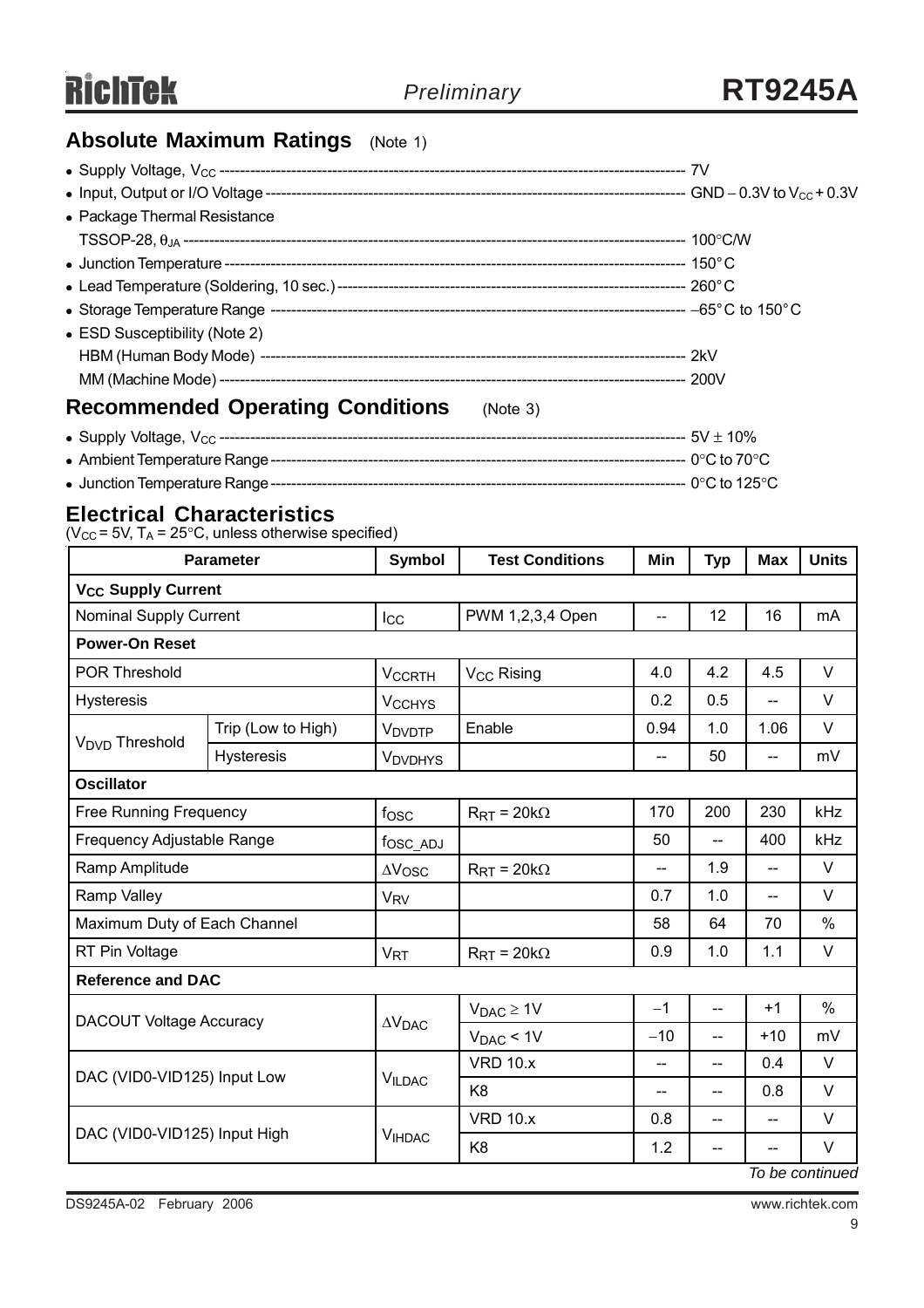## Absolute Maximum Ratings (Note 1)

- Supply Voltage, $V_{CC}$ ------------------------------------------------------------------------------------------ 7V
- Input, Output or I/O Voltage ---------------------------------------------------------------------------------- GND − 0.3V to $V_{CC}$ + 0.3V
- Package Thermal Resistance
  TSSOP-28, $\theta_{JA}$ ------------------------------------------------------------------------------------------ 100°C/W
- Junction Temperature ----------------------------------------------------------------------------------------- 150°C
- Lead Temperature (Soldering, 10 sec.) ---------------------------------------------------------------------- 260°C
- Storage Temperature Range --------------------------------------------------------------------------------- −65°C to 150°C
- ESD Susceptibility (Note 2)
  HBM (Human Body Mode) ---------------------------------------------------------------------------------- 2kV
  MM (Machine Mode) -------------------------------------------------------------------------------------------- 200V

## Recommended Operating Conditions (Note 3)

- Supply Voltage, $V_{CC}$ ------------------------------------------------------------------------------------------ 5V ± 10%
- Ambient Temperature Range ---------------------------------------------------------------------------------- 0°C to 70°C
- Junction Temperature Range ---------------------------------------------------------------------------------- 0°C to 125°C

## Electrical Characteristics

($V_{CC}$ = 5V, $T_A$ = 25°C, unless otherwise specified)

| Parameter | | Symbol | Test Conditions | Min | Typ | Max | Units |
|---|---|---|---|---|---|---|---|
| **$V_{CC}$ Supply Current** | | | | | | | |
| Nominal Supply Current | | $I_{CC}$ | PWM 1,2,3,4 Open | -- | 12 | 16 | mA |
| **Power-On Reset** | | | | | | | |
| POR Threshold | | $V_{CCRTH}$ | $V_{CC}$ Rising | 4.0 | 4.2 | 4.5 | V |
| Hysteresis | | $V_{CCHYS}$ | | 0.2 | 0.5 | -- | V |
| $V_{DVD}$ Threshold | Trip (Low to High) | $V_{DVDTP}$ | Enable | 0.94 | 1.0 | 1.06 | V |
| | Hysteresis | $V_{DVDHYS}$ | | -- | 50 | -- | mV |
| **Oscillator** | | | | | | | |
| Free Running Frequency | | $f_{OSC}$ | $R_{RT}$ = 20kΩ | 170 | 200 | 230 | kHz |
| Frequency Adjustable Range | | $f_{OSC\_ADJ}$ | | 50 | -- | 400 | kHz |
| Ramp Amplitude | | $\Delta V_{OSC}$ | $R_{RT}$ = 20kΩ | -- | 1.9 | -- | V |
| Ramp Valley | | $V_{RV}$ | | 0.7 | 1.0 | -- | V |
| Maximum Duty of Each Channel | | | | 58 | 64 | 70 | % |
| RT Pin Voltage | | $V_{RT}$ | $R_{RT}$ = 20kΩ | 0.9 | 1.0 | 1.1 | V |
| **Reference and DAC** | | | | | | | |
| DACOUT Voltage Accuracy | | $\Delta V_{DAC}$ | $V_{DAC} \geq$ 1V | −1 | -- | +1 | % |
| | | | $V_{DAC}$ < 1V | −10 | -- | +10 | mV |
| DAC (VID0-VID125) Input Low | | $V_{ILDAC}$ | VRD 10.x | -- | -- | 0.4 | V |
| | | | K8 | -- | -- | 0.8 | V |
| DAC (VID0-VID125) Input High | | $V_{IHDAC}$ | VRD 10.x | 0.8 | -- | -- | V |
| | | | K8 | 1.2 | -- | -- | V |

*To be continued*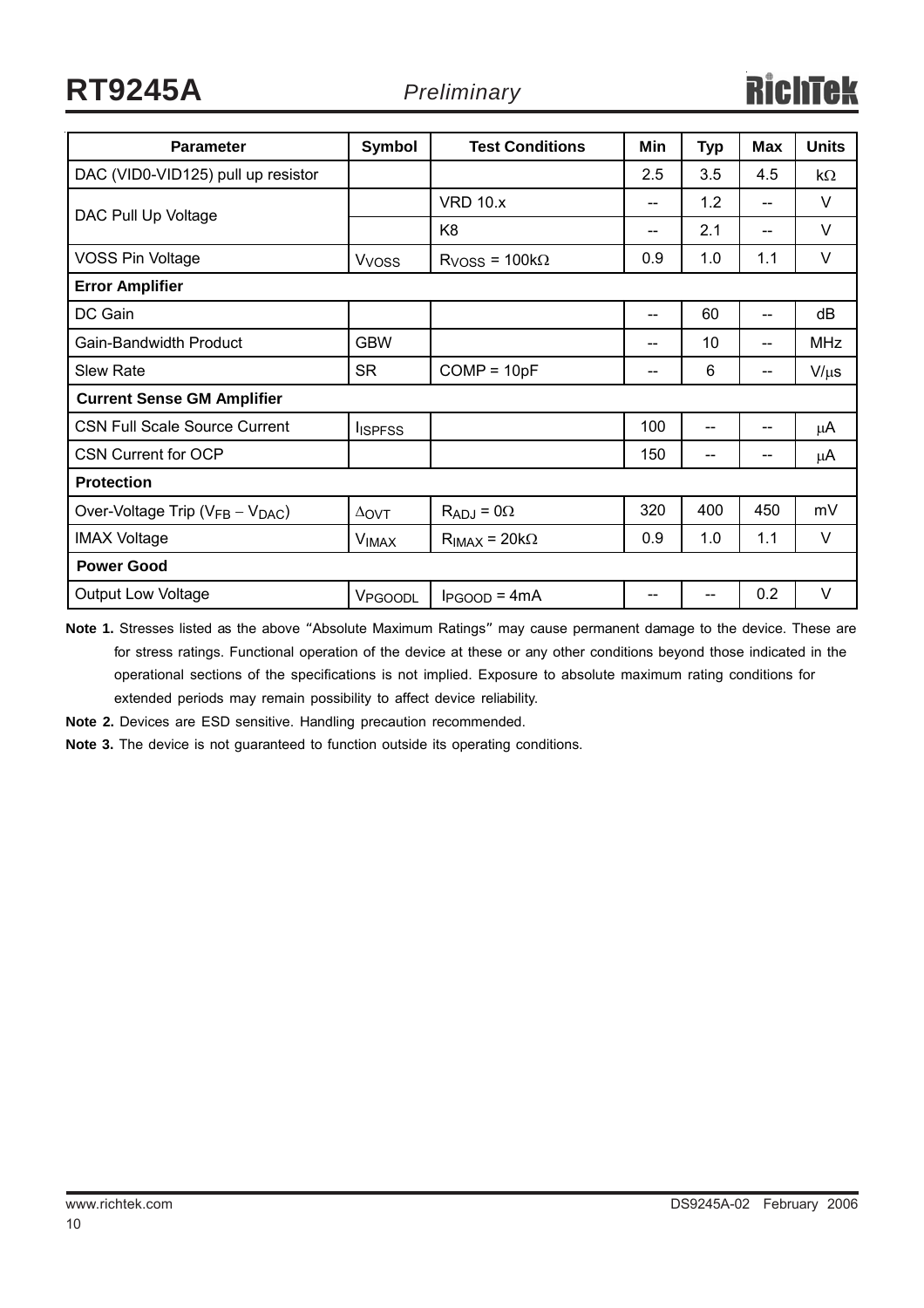| Parameter | Symbol | Test Conditions | Min | Typ | Max | Units |
|---|---|---|---|---|---|---|
| DAC (VID0-VID125) pull up resistor | | | 2.5 | 3.5 | 4.5 | kΩ |
| DAC Pull Up Voltage | | VRD 10.x | -- | 1.2 | -- | V |
| | | K8 | -- | 2.1 | -- | V |
| VOSS Pin Voltage | $V_{VOSS}$ | $R_{VOSS}$ = 100kΩ | 0.9 | 1.0 | 1.1 | V |
| **Error Amplifier** | | | | | | |
| DC Gain | | | -- | 60 | -- | dB |
| Gain-Bandwidth Product | GBW | | -- | 10 | -- | MHz |
| Slew Rate | SR | COMP = 10pF | -- | 6 | -- | V/μs |
| **Current Sense GM Amplifier** | | | | | | |
| CSN Full Scale Source Current | $I_{ISPFSS}$ | | 100 | -- | -- | μA |
| CSN Current for OCP | | | 150 | -- | -- | μA |
| **Protection** | | | | | | |
| Over-Voltage Trip ($V_{FB}$ − $V_{DAC}$) | $\Delta_{OVT}$ | $R_{ADJ}$ = 0Ω | 320 | 400 | 450 | mV |
| IMAX Voltage | $V_{IMAX}$ | $R_{IMAX}$ = 20kΩ | 0.9 | 1.0 | 1.1 | V |
| **Power Good** | | | | | | |
| Output Low Voltage | $V_{PGOODL}$ | $I_{PGOOD}$ = 4mA | -- | -- | 0.2 | V |

**Note 1.** Stresses listed as the above "Absolute Maximum Ratings" may cause permanent damage to the device. These are for stress ratings. Functional operation of the device at these or any other conditions beyond those indicated in the operational sections of the specifications is not implied. Exposure to absolute maximum rating conditions for extended periods may remain possibility to affect device reliability.

**Note 2.** Devices are ESD sensitive. Handling precaution recommended.

**Note 3.** The device is not guaranteed to function outside its operating conditions.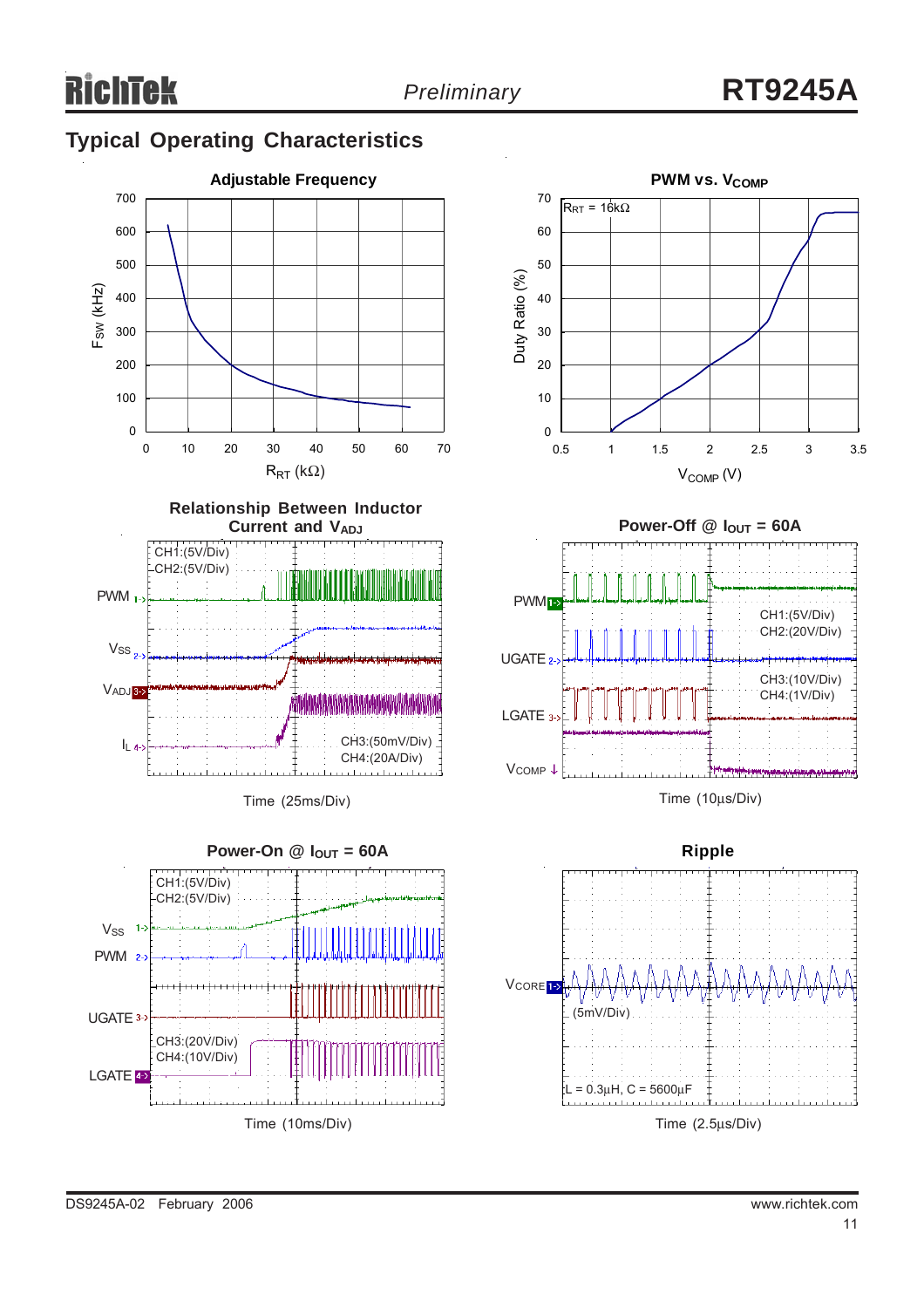## Typical Operating Characteristics

**Adjustable Frequency**

$F_{SW}$ (kHz) vs. $R_{RT}$ (kΩ)

**PWM vs. $V_{COMP}$**

$R_{RT}$ = 16kΩ

Duty Ratio (%) vs. $V_{COMP}$ (V)

**Relationship Between Inductor Current and $V_{ADJ}$**

PWM, $V_{SS}$, $V_{ADJ}$, $I_L$

CH1:(5V/Div)
CH2:(5V/Div)
CH3:(50mV/Div)
CH4:(20A/Div)

Time (25ms/Div)

**Power-Off @ $I_{OUT}$ = 60A**

PWM, UGATE, LGATE, $V_{COMP}$

CH1:(5V/Div)
CH2:(20V/Div)
CH3:(10V/Div)
CH4:(1V/Div)

Time (10μs/Div)

**Power-On @ $I_{OUT}$ = 60A**

$V_{SS}$, PWM, UGATE, LGATE

CH1:(5V/Div)
CH2:(5V/Div)
CH3:(20V/Div)
CH4:(10V/Div)

Time (10ms/Div)

**Ripple**

$V_{CORE}$ (5mV/Div)

L = 0.3μH, C = 5600μF

Time (2.5μs/Div)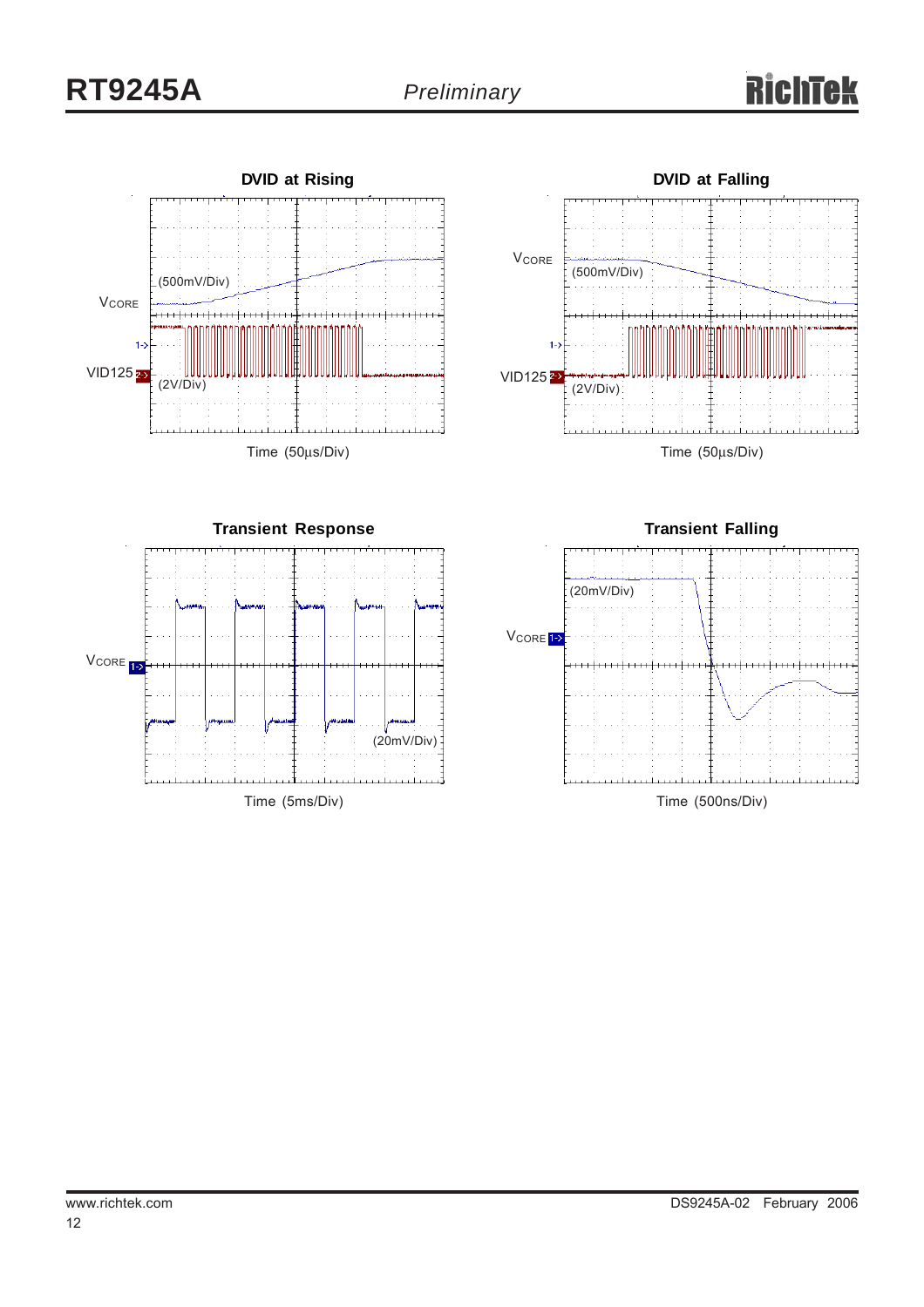### DVID at Rising

VCORE
(500mV/Div)

VID125
(2V/Div)

Time (50μs/Div)

### DVID at Falling

VCORE
(500mV/Div)

VID125
(2V/Div)

Time (50μs/Div)

### Transient Response

VCORE
(20mV/Div)

Time (5ms/Div)

### Transient Falling

VCORE
(20mV/Div)

Time (500ns/Div)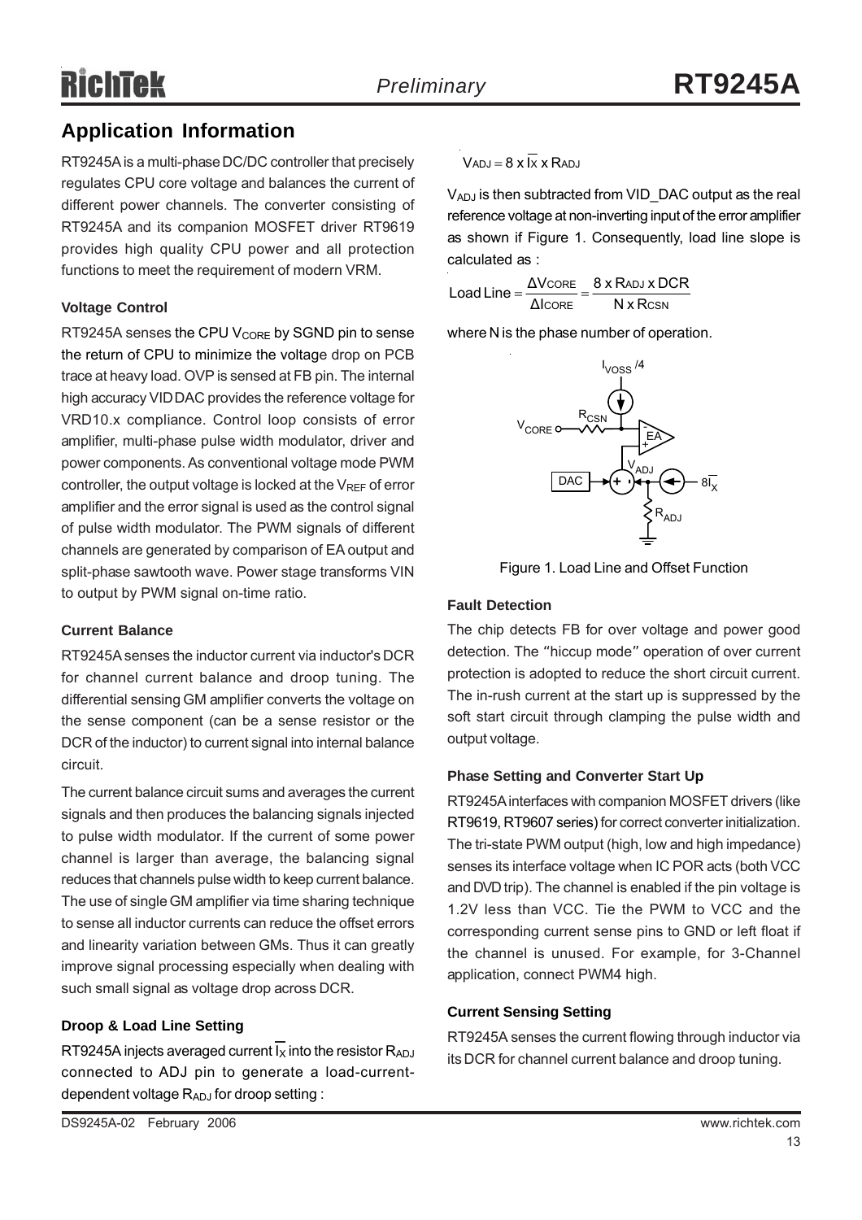## Application Information

RT9245A is a multi-phase DC/DC controller that precisely regulates CPU core voltage and balances the current of different power channels. The converter consisting of RT9245A and its companion MOSFET driver RT9619 provides high quality CPU power and all protection functions to meet the requirement of modern VRM.

### Voltage Control

RT9245A senses the CPU $V_{CORE}$ by SGND pin to sense the return of CPU to minimize the voltage drop on PCB trace at heavy load. OVP is sensed at FB pin. The internal high accuracy VID DAC provides the reference voltage for VRD10.x compliance. Control loop consists of error amplifier, multi-phase pulse width modulator, driver and power components. As conventional voltage mode PWM controller, the output voltage is locked at the $V_{REF}$ of error amplifier and the error signal is used as the control signal of pulse width modulator. The PWM signals of different channels are generated by comparison of EA output and split-phase sawtooth wave. Power stage transforms VIN to output by PWM signal on-time ratio.

### Current Balance

RT9245A senses the inductor current via inductor's DCR for channel current balance and droop tuning. The differential sensing GM amplifier converts the voltage on the sense component (can be a sense resistor or the DCR of the inductor) to current signal into internal balance circuit.

The current balance circuit sums and averages the current signals and then produces the balancing signals injected to pulse width modulator. If the current of some power channel is larger than average, the balancing signal reduces that channels pulse width to keep current balance. The use of single GM amplifier via time sharing technique to sense all inductor currents can reduce the offset errors and linearity variation between GMs. Thus it can greatly improve signal processing especially when dealing with such small signal as voltage drop across DCR.

### Droop & Load Line Setting

RT9245A injects averaged current $\overline{I_X}$ into the resistor $R_{ADJ}$ connected to ADJ pin to generate a load-current-dependent voltage $R_{ADJ}$ for droop setting :

$$V_{ADJ} = 8 \times \overline{I_X} \times R_{ADJ}$$

$V_{ADJ}$ is then subtracted from VID_DAC output as the real reference voltage at non-inverting input of the error amplifier as shown if Figure 1. Consequently, load line slope is calculated as :

$$\text{Load Line} = \frac{\Delta V_{CORE}}{\Delta I_{CORE}} = \frac{8 \times R_{ADJ} \times DCR}{N \times R_{CSN}}$$

where N is the phase number of operation.

Figure 1. Load Line and Offset Function

### Fault Detection

The chip detects FB for over voltage and power good detection. The "hiccup mode" operation of over current protection is adopted to reduce the short circuit current. The in-rush current at the start up is suppressed by the soft start circuit through clamping the pulse width and output voltage.

### Phase Setting and Converter Start Up

RT9245A interfaces with companion MOSFET drivers (like RT9619, RT9607 series) for correct converter initialization. The tri-state PWM output (high, low and high impedance) senses its interface voltage when IC POR acts (both VCC and DVD trip). The channel is enabled if the pin voltage is 1.2V less than VCC. Tie the PWM to VCC and the corresponding current sense pins to GND or left float if the channel is unused. For example, for 3-Channel application, connect PWM4 high.

### Current Sensing Setting

RT9245A senses the current flowing through inductor via its DCR for channel current balance and droop tuning.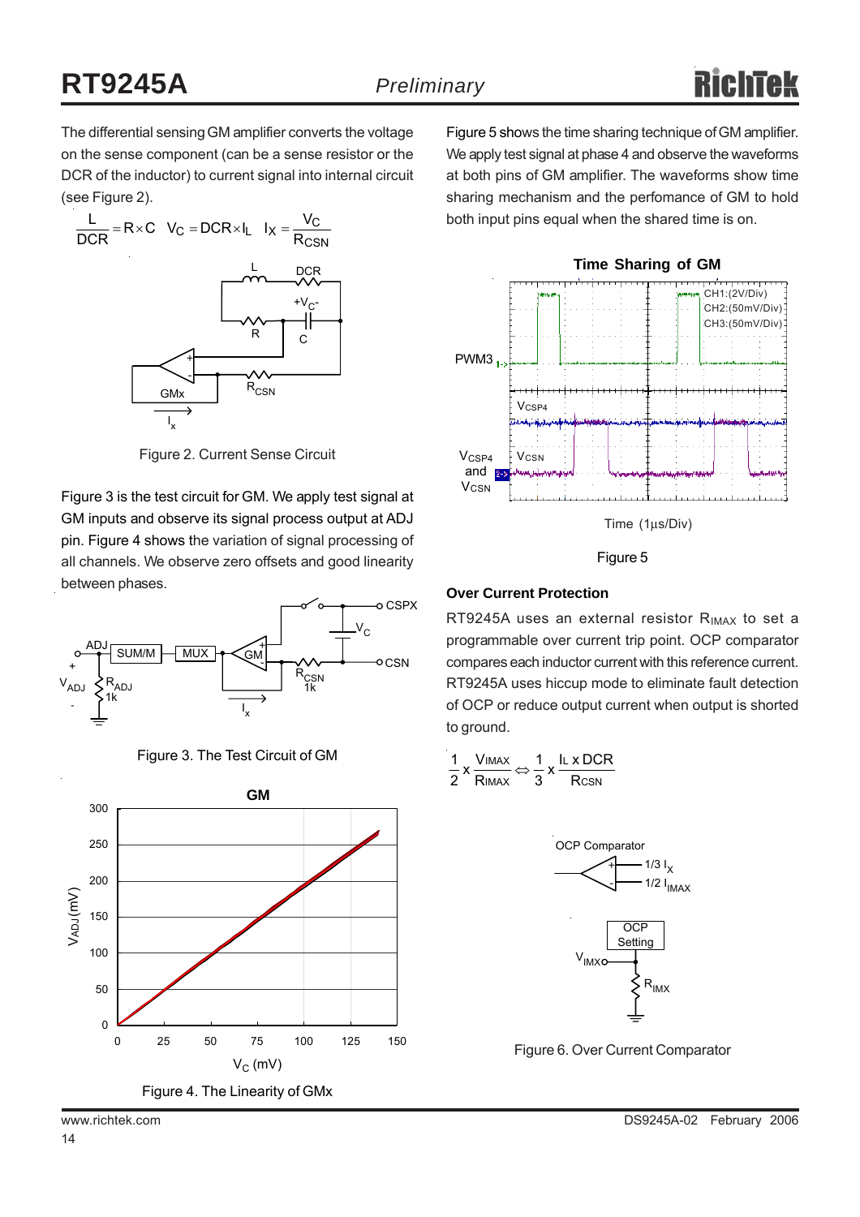The differential sensing GM amplifier converts the voltage on the sense component (can be a sense resistor or the DCR of the inductor) to current signal into internal circuit (see Figure 2).

$$\frac{L}{DCR} = R \times C \quad V_C = DCR \times I_L \quad I_X = \frac{V_C}{R_{CSN}}$$

Figure 2. Current Sense Circuit

Figure 3 is the test circuit for GM. We apply test signal at GM inputs and observe its signal process output at ADJ pin. Figure 4 shows the variation of signal processing of all channels. We observe zero offsets and good linearity between phases.

Figure 3. The Test Circuit of GM

Figure 4. The Linearity of GMx

Figure 5 shows the time sharing technique of GM amplifier. We apply test signal at phase 4 and observe the waveforms at both pins of GM amplifier. The waveforms show time sharing mechanism and the perfomance of GM to hold both input pins equal when the shared time is on.

Figure 5

## Over Current Protection

RT9245A uses an external resistor $R_{IMAX}$ to set a programmable over current trip point. OCP comparator compares each inductor current with this reference current. RT9245A uses hiccup mode to eliminate fault detection of OCP or reduce output current when output is shorted to ground.

$$\frac{1}{2} \times \frac{V_{IMAX}}{R_{IMAX}} \Leftrightarrow \frac{1}{3} \times \frac{I_L \times DCR}{R_{CSN}}$$

Figure 6. Over Current Comparator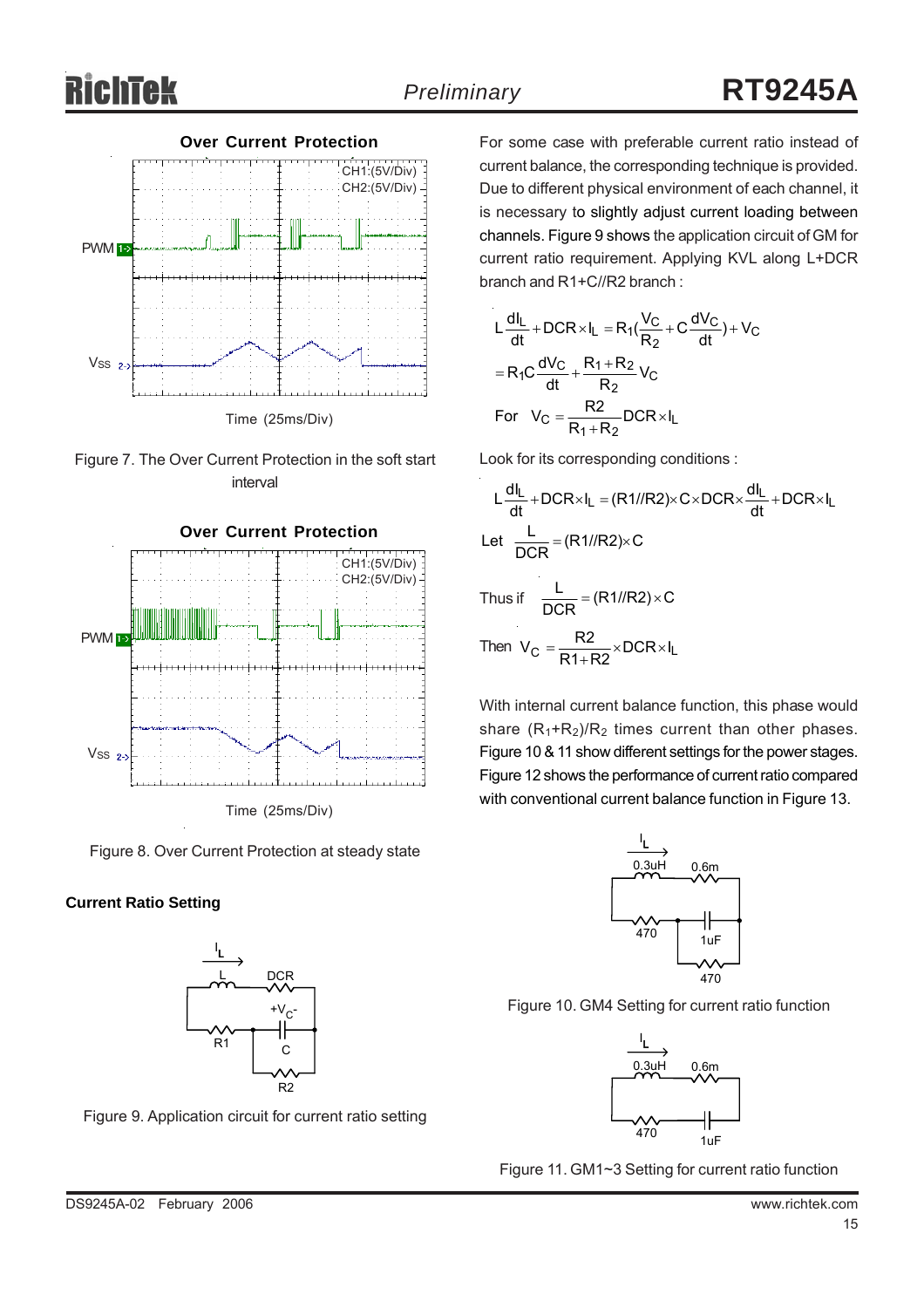**Over Current Protection**

Figure 7. The Over Current Protection in the soft start interval

**Over Current Protection**

Figure 8. Over Current Protection at steady state

#### Current Ratio Setting

Figure 9. Application circuit for current ratio setting

For some case with preferable current ratio instead of current balance, the corresponding technique is provided. Due to different physical environment of each channel, it is necessary to slightly adjust current loading between channels. Figure 9 shows the application circuit of GM for current ratio requirement. Applying KVL along L+DCR branch and R1+C//R2 branch :

$$L\frac{dI_L}{dt} + DCR \times I_L = R_1\left(\frac{V_C}{R_2} + C\frac{dV_C}{dt}\right) + V_C$$

$$= R_1C\frac{dV_C}{dt} + \frac{R_1 + R_2}{R_2}V_C$$

$$\text{For } V_C = \frac{R2}{R_1 + R_2}DCR \times I_L$$

Look for its corresponding conditions :

$$L\frac{dI_L}{dt} + DCR \times I_L = (R1//R2) \times C \times DCR \times \frac{dI_L}{dt} + DCR \times I_L$$

$$\text{Let } \frac{L}{DCR} = (R1//R2) \times C$$

$$\text{Thus if } \frac{L}{DCR} = (R1//R2) \times C$$

$$\text{Then } V_C = \frac{R2}{R1 + R2} \times DCR \times I_L$$

With internal current balance function, this phase would share $(R_1+R_2)/R_2$ times current than other phases. Figure 10 & 11 show different settings for the power stages. Figure 12 shows the performance of current ratio compared with conventional current balance function in Figure 13.

Figure 10. GM4 Setting for current ratio function

Figure 11. GM1~3 Setting for current ratio function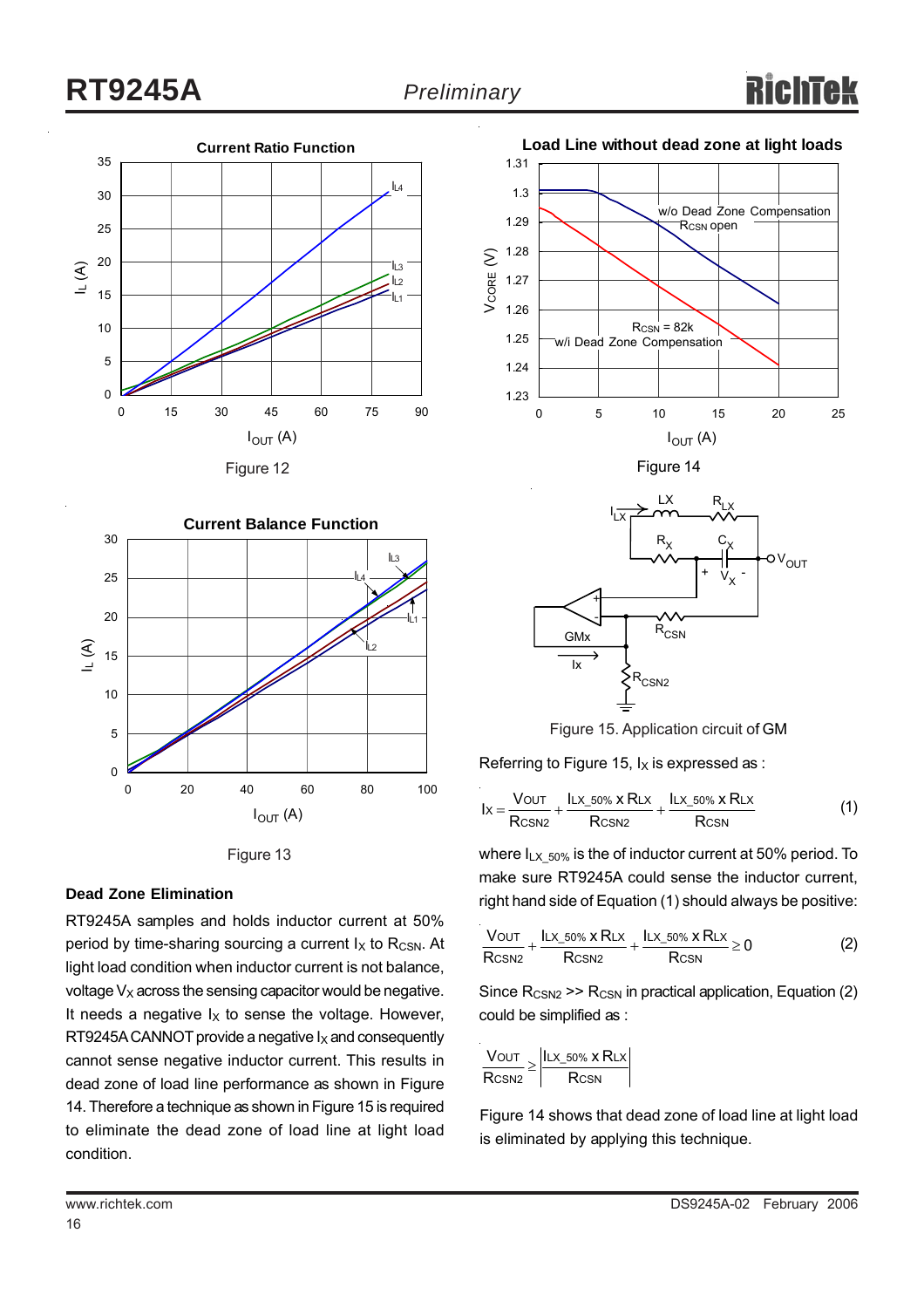Figure 12

Figure 13

## Dead Zone Elimination

RT9245A samples and holds inductor current at 50% period by time-sharing sourcing a current $I_X$ to $R_{CSN}$. At light load condition when inductor current is not balance, voltage $V_X$ across the sensing capacitor would be negative. It needs a negative $I_X$ to sense the voltage. However, RT9245A CANNOT provide a negative $I_X$ and consequently cannot sense negative inductor current. This results in dead zone of load line performance as shown in Figure 14. Therefore a technique as shown in Figure 15 is required to eliminate the dead zone of load line at light load condition.

Figure 14

Figure 15. Application circuit of GM

Referring to Figure 15, $I_X$ is expressed as :

$$I_X = \frac{V_{OUT}}{R_{CSN2}} + \frac{I_{LX\_50\%} \times R_{LX}}{R_{CSN2}} + \frac{I_{LX\_50\%} \times R_{LX}}{R_{CSN}} \qquad (1)$$

where $I_{LX\_50\%}$ is the of inductor current at 50% period. To make sure RT9245A could sense the inductor current, right hand side of Equation (1) should always be positive:

$$\frac{V_{OUT}}{R_{CSN2}} + \frac{I_{LX\_50\%} \times R_{LX}}{R_{CSN2}} + \frac{I_{LX\_50\%} \times R_{LX}}{R_{CSN}} \geq 0 \qquad (2)$$

Since $R_{CSN2} >> R_{CSN}$ in practical application, Equation (2) could be simplified as :

$$\frac{V_{OUT}}{R_{CSN2}} \geq \left| \frac{I_{LX\_50\%} \times R_{LX}}{R_{CSN}} \right|$$

Figure 14 shows that dead zone of load line at light load is eliminated by applying this technique.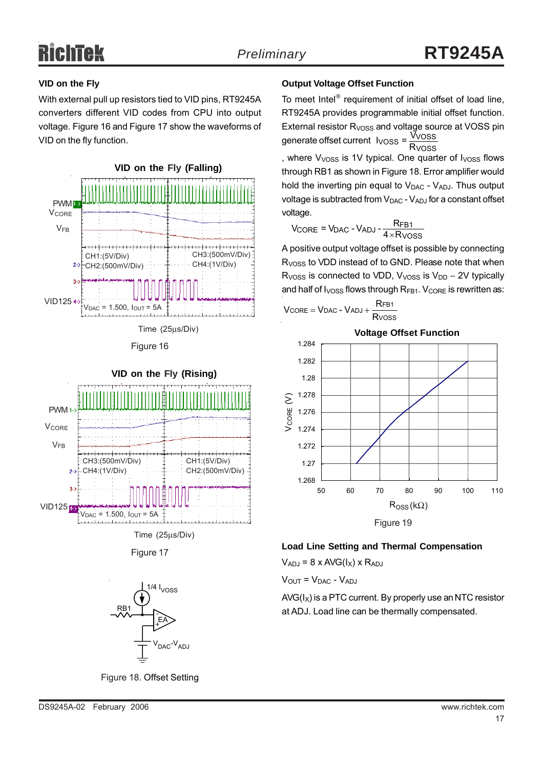### VID on the Fly

With external pull up resistors tied to VID pins, RT9245A converters different VID codes from CPU into output voltage. Figure 16 and Figure 17 show the waveforms of VID on the fly function.

Figure 16

Figure 17

Figure 18. Offset Setting

### Output Voltage Offset Function

To meet Intel® requirement of initial offset of load line, RT9245A provides programmable initial offset function. External resistor $R_{VOSS}$ and voltage source at VOSS pin generate offset current $I_{VOSS} = \frac{V_{VOSS}}{R_{VOSS}}$, where $V_{VOSS}$ is 1V typical. One quarter of $I_{VOSS}$ flows through RB1 as shown in Figure 18. Error amplifier would hold the inverting pin equal to $V_{DAC}$ - $V_{ADJ}$. Thus output voltage is subtracted from $V_{DAC}$ - $V_{ADJ}$ for a constant offset voltage.

$$V_{CORE} = V_{DAC} - V_{ADJ} - \frac{R_{FB1}}{4 \times R_{VOSS}}$$

A positive output voltage offset is possible by connecting $R_{VOSS}$ to VDD instead of to GND. Please note that when $R_{VOSS}$ is connected to VDD, $V_{VOSS}$ is $V_{DD} - 2V$ typically and half of $I_{VOSS}$ flows through $R_{FB1}$. $V_{CORE}$ is rewritten as:

$$V_{CORE} = V_{DAC} - V_{ADJ} + \frac{R_{FB1}}{R_{VOSS}}$$

Figure 19

### Load Line Setting and Thermal Compensation

$V_{ADJ} = 8 \times AVG(I_X) \times R_{ADJ}$

$V_{OUT} = V_{DAC} - V_{ADJ}$

$AVG(I_X)$ is a PTC current. By properly use an NTC resistor at ADJ. Load line can be thermally compensated.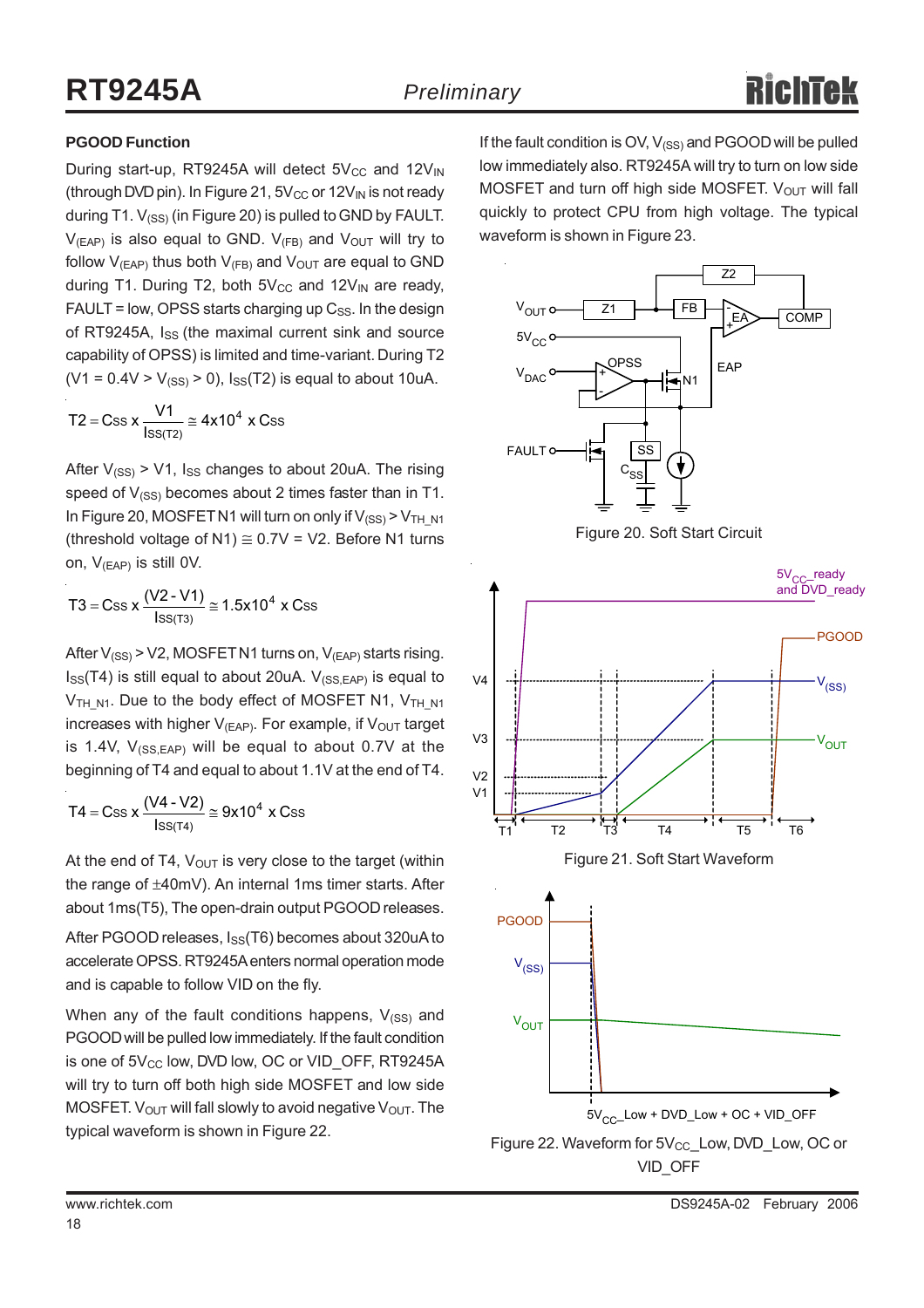## PGOOD Function

During start-up, RT9245A will detect $5V_{CC}$ and $12V_{IN}$ (through DVD pin). In Figure 21, $5V_{CC}$ or $12V_{IN}$ is not ready during T1. $V_{(SS)}$ (in Figure 20) is pulled to GND by FAULT. $V_{(EAP)}$ is also equal to GND. $V_{(FB)}$ and $V_{OUT}$ will try to follow $V_{(EAP)}$ thus both $V_{(FB)}$ and $V_{OUT}$ are equal to GND during T1. During T2, both $5V_{CC}$ and $12V_{IN}$ are ready, FAULT = low, OPSS starts charging up $C_{SS}$. In the design of RT9245A, $I_{SS}$ (the maximal current sink and source capability of OPSS) is limited and time-variant. During T2 (V1 = 0.4V > $V_{(SS)}$ > 0), $I_{SS}$(T2) is equal to about 10uA.

$$T2 = Css \times \frac{V1}{Iss_{(T2)}} \cong 4x10^4 \times Css$$

After $V_{(SS)}$ > V1, $I_{SS}$ changes to about 20uA. The rising speed of $V_{(SS)}$ becomes about 2 times faster than in T1. In Figure 20, MOSFET N1 will turn on only if $V_{(SS)} > V_{TH\_N1}$ (threshold voltage of N1) ≅ 0.7V = V2. Before N1 turns on, $V_{(EAP)}$ is still 0V.

$$T3 = Css \times \frac{(V2 - V1)}{Iss_{(T3)}} \cong 1.5x10^4 \times Css$$

After $V_{(SS)}$ > V2, MOSFET N1 turns on, $V_{(EAP)}$ starts rising. $I_{SS}$(T4) is still equal to about 20uA. $V_{(SS,EAP)}$ is equal to $V_{TH\_N1}$. Due to the body effect of MOSFET N1, $V_{TH\_N1}$ increases with higher $V_{(EAP)}$. For example, if $V_{OUT}$ target is 1.4V, $V_{(SS,EAP)}$ will be equal to about 0.7V at the beginning of T4 and equal to about 1.1V at the end of T4.

$$T4 = Css \times \frac{(V4 - V2)}{Iss_{(T4)}} \cong 9x10^4 \times Css$$

At the end of T4, $V_{OUT}$ is very close to the target (within the range of ±40mV). An internal 1ms timer starts. After about 1ms(T5), The open-drain output PGOOD releases.

After PGOOD releases, $I_{SS}$(T6) becomes about 320uA to accelerate OPSS. RT9245A enters normal operation mode and is capable to follow VID on the fly.

When any of the fault conditions happens, $V_{(SS)}$ and PGOOD will be pulled low immediately. If the fault condition is one of $5V_{CC}$ low, DVD low, OC or VID_OFF, RT9245A will try to turn off both high side MOSFET and low side MOSFET. $V_{OUT}$ will fall slowly to avoid negative $V_{OUT}$. The typical waveform is shown in Figure 22.

If the fault condition is OV, $V_{(SS)}$ and PGOOD will be pulled low immediately also. RT9245A will try to turn on low side MOSFET and turn off high side MOSFET. $V_{OUT}$ will fall quickly to protect CPU from high voltage. The typical waveform is shown in Figure 23.

Figure 20. Soft Start Circuit

Figure 21. Soft Start Waveform

Figure 22. Waveform for $5V_{CC}$_Low, DVD_Low, OC or VID_OFF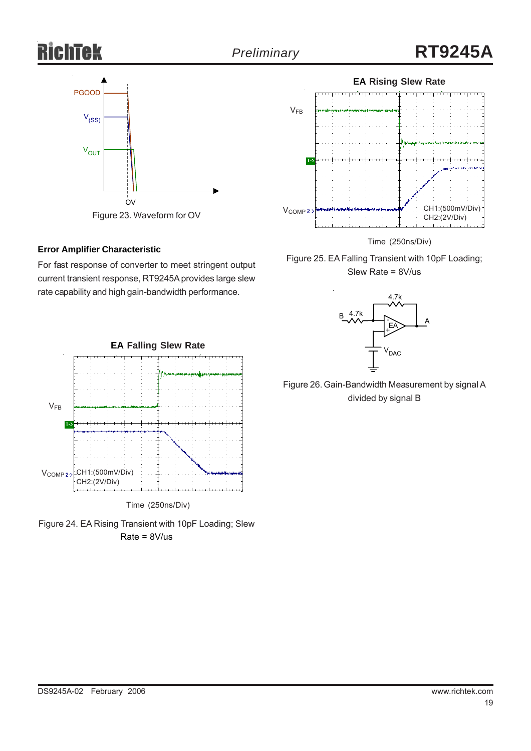Figure 23. Waveform for OV

### Error Amplifier Characteristic

For fast response of converter to meet stringent output current transient response, RT9245A provides large slew rate capability and high gain-bandwidth performance.

Figure 24. EA Rising Transient with 10pF Loading; Slew Rate = 8V/us

Figure 25. EA Falling Transient with 10pF Loading; Slew Rate = 8V/us

Figure 26. Gain-Bandwidth Measurement by signal A divided by signal B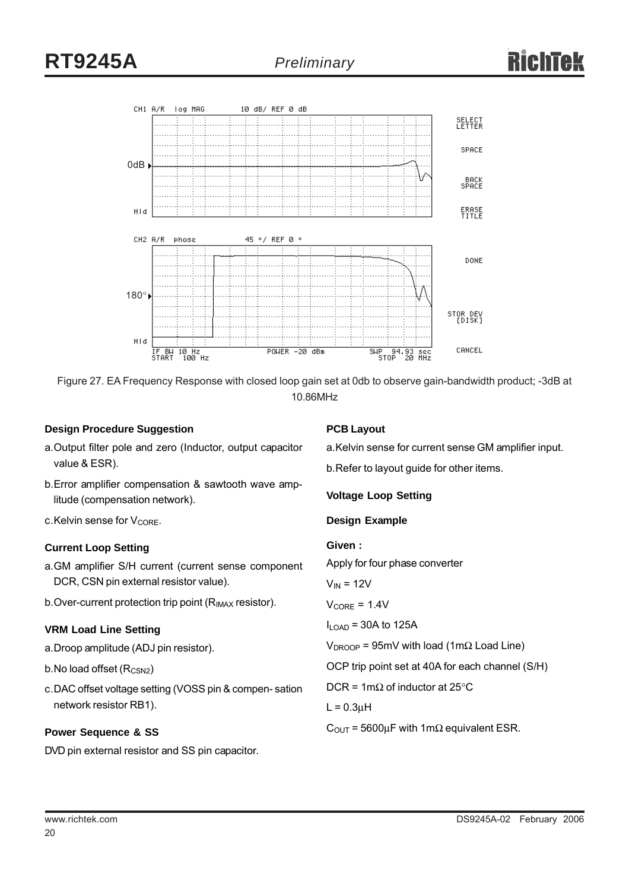Figure 27. EA Frequency Response with closed loop gain set at 0db to observe gain-bandwidth product; -3dB at 10.86MHz

**Design Procedure Suggestion**

a. Output filter pole and zero (Inductor, output capacitor value & ESR).

b. Error amplifier compensation & sawtooth wave amplitude (compensation network).

c. Kelvin sense for $V_{CORE}$.

**Current Loop Setting**

a. GM amplifier S/H current (current sense component DCR, CSN pin external resistor value).

b. Over-current protection trip point ($R_{IMAX}$ resistor).

**VRM Load Line Setting**

a. Droop amplitude (ADJ pin resistor).

b. No load offset ($R_{CSN2}$)

c. DAC offset voltage setting (VOSS pin & compen- sation network resistor RB1).

**Power Sequence & SS**

DVD pin external resistor and SS pin capacitor.

**PCB Layout**

a. Kelvin sense for current sense GM amplifier input.

b. Refer to layout guide for other items.

**Voltage Loop Setting**

**Design Example**

**Given :**

Apply for four phase converter

$V_{IN}$ = 12V

$V_{CORE}$ = 1.4V

$I_{LOAD}$ = 30A to 125A

$V_{DROOP}$ = 95mV with load (1mΩ Load Line)

OCP trip point set at 40A for each channel (S/H)

DCR = 1mΩ of inductor at 25°C

L = 0.3μH

$C_{OUT}$ = 5600μF with 1mΩ equivalent ESR.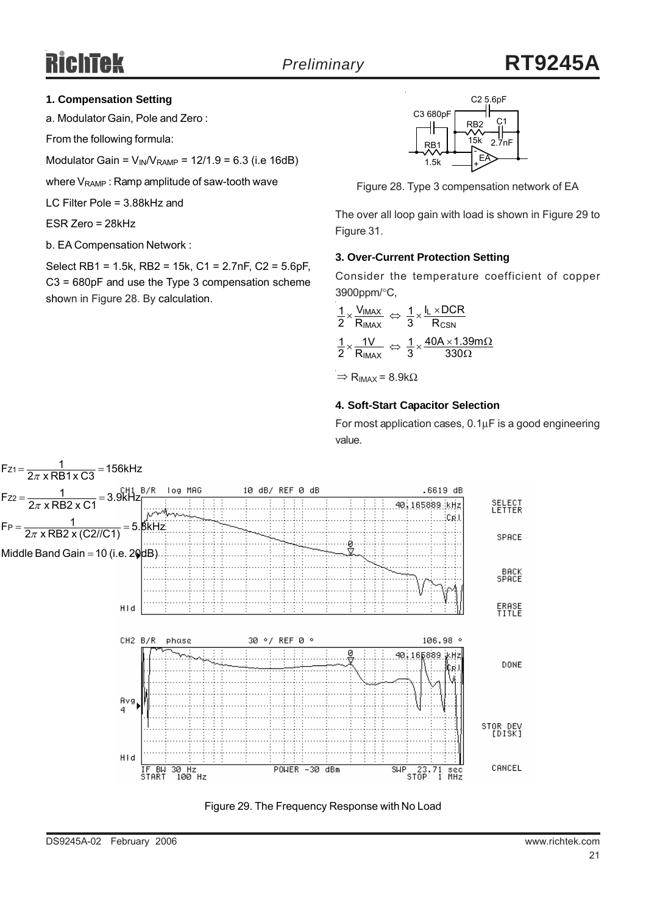### 1. Compensation Setting

a. Modulator Gain, Pole and Zero :

From the following formula:

Modulator Gain = $V_{IN}/V_{RAMP}$ = 12/1.9 = 6.3 (i.e 16dB)

where $V_{RAMP}$ : Ramp amplitude of saw-tooth wave

LC Filter Pole = 3.88kHz and

ESR Zero = 28kHz

b. EA Compensation Network :

Select RB1 = 1.5k, RB2 = 15k, C1 = 2.7nF, C2 = 5.6pF, C3 = 680pF and use the Type 3 compensation scheme shown in Figure 28. By calculation.

$$F_{Z1} = \frac{1}{2\pi \times RB1 \times C3} = 156kHz$$

$$F_{Z2} = \frac{1}{2\pi \times RB2 \times C1} = 3.9kHz$$

$$F_P = \frac{1}{2\pi \times RB2 \times (C2//C1)} = 5.8kHz$$

Middle Band Gain = 10 (i.e. 20dB)

Figure 28. Type 3 compensation network of EA

The over all loop gain with load is shown in Figure 29 to Figure 31.

### 3. Over-Current Protection Setting

Consider the temperature coefficient of copper 3900ppm/°C,

$$\frac{1}{2} \times \frac{V_{IMAX}}{R_{IMAX}} \Leftrightarrow \frac{1}{3} \times \frac{I_L \times DCR}{R_{CSN}}$$

$$\frac{1}{2} \times \frac{1V}{R_{IMAX}} \Leftrightarrow \frac{1}{3} \times \frac{40A \times 1.39m\Omega}{330\Omega}$$

$\Rightarrow R_{IMAX} = 8.9k\Omega$

### 4. Soft-Start Capacitor Selection

For most application cases, 0.1μF is a good engineering value.

Figure 29. The Frequency Response with No Load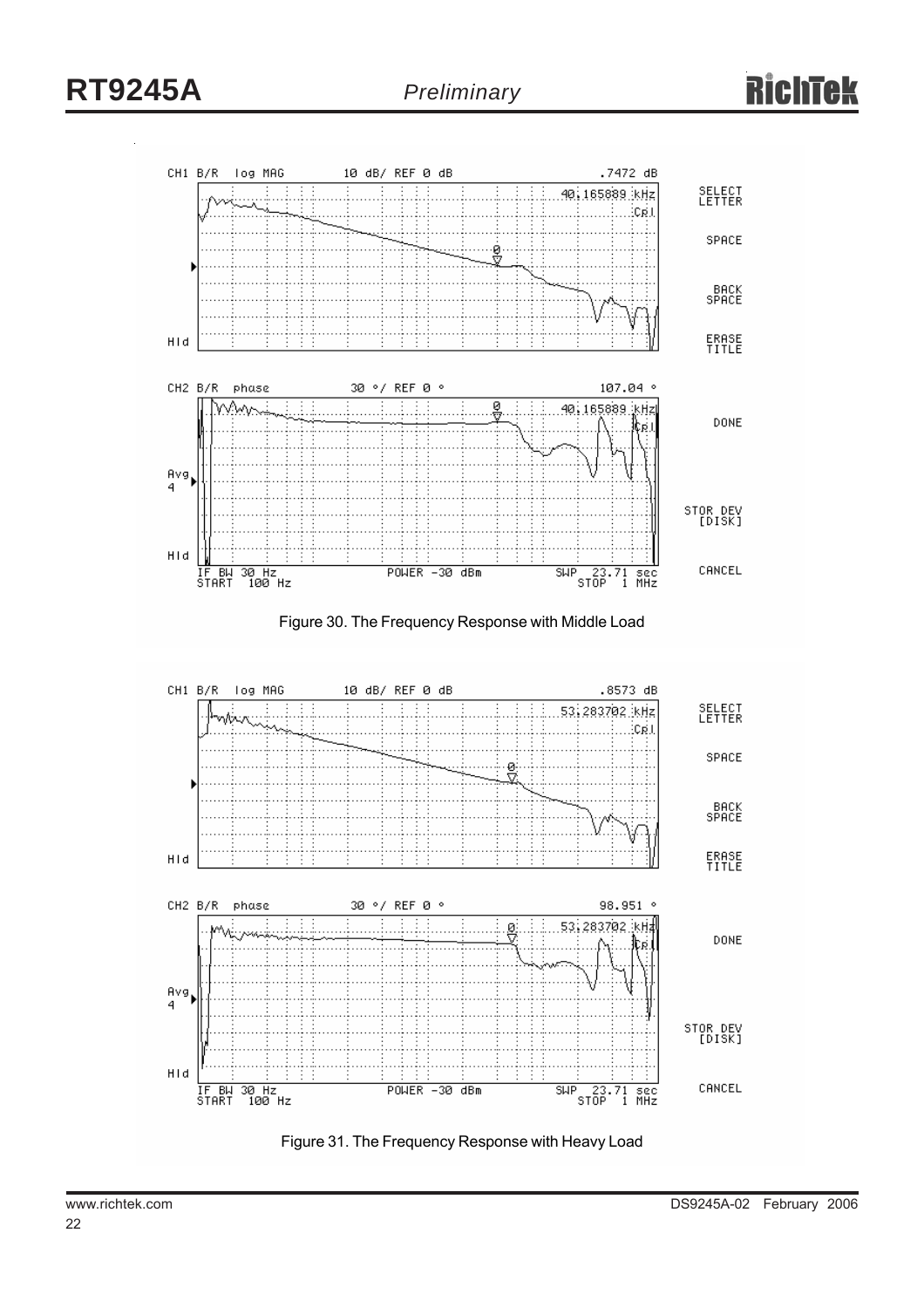CH1 B/R log MAG 10 dB/ REF 0 dB .7472 dB

40.165889 kHz

CH2 B/R phase 30 °/ REF 0 ° 107.04 °

40.165889 kHz

IF BW 30 Hz POWER -30 dBm SWP 23.71 sec
START 100 Hz STOP 1 MHz

Figure 30. The Frequency Response with Middle Load

CH1 B/R log MAG 10 dB/ REF 0 dB .8573 dB

53.283702 kHz

CH2 B/R phase 30 °/ REF 0 ° 98.951 °

53.283702 kHz

IF BW 30 Hz POWER -30 dBm SWP 23.71 sec
START 100 Hz STOP 1 MHz

Figure 31. The Frequency Response with Heavy Load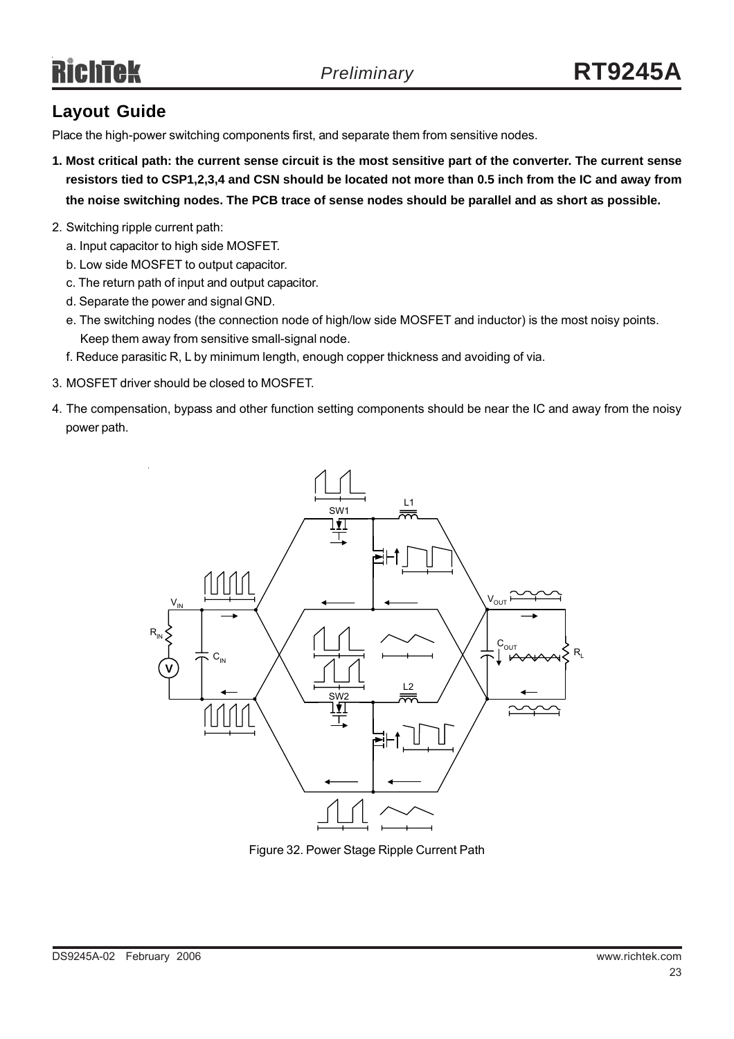## Layout Guide

Place the high-power switching components first, and separate them from sensitive nodes.

1. **Most critical path: the current sense circuit is the most sensitive part of the converter. The current sense resistors tied to CSP1,2,3,4 and CSN should be located not more than 0.5 inch from the IC and away from the noise switching nodes. The PCB trace of sense nodes should be parallel and as short as possible.**
2. Switching ripple current path:
   a. Input capacitor to high side MOSFET.
   b. Low side MOSFET to output capacitor.
   c. The return path of input and output capacitor.
   d. Separate the power and signal GND.
   e. The switching nodes (the connection node of high/low side MOSFET and inductor) is the most noisy points. Keep them away from sensitive small-signal node.
   f. Reduce parasitic R, L by minimum length, enough copper thickness and avoiding of via.
3. MOSFET driver should be closed to MOSFET.
4. The compensation, bypass and other function setting components should be near the IC and away from the noisy power path.

Figure 32. Power Stage Ripple Current Path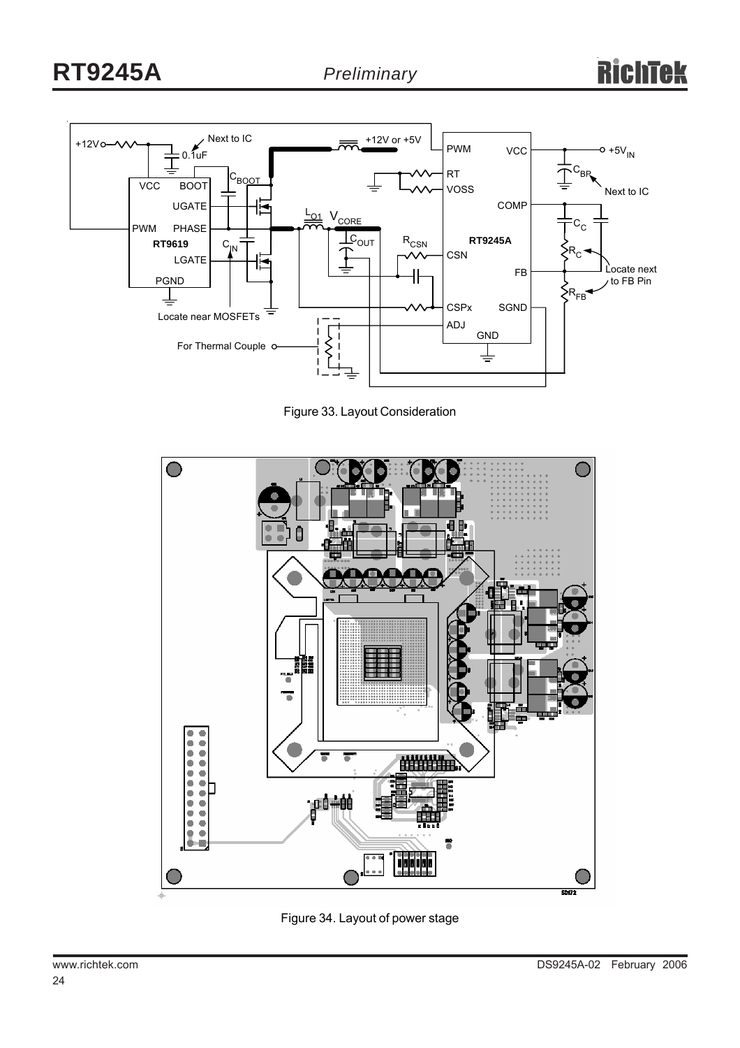Figure 33. Layout Consideration

Figure 34. Layout of power stage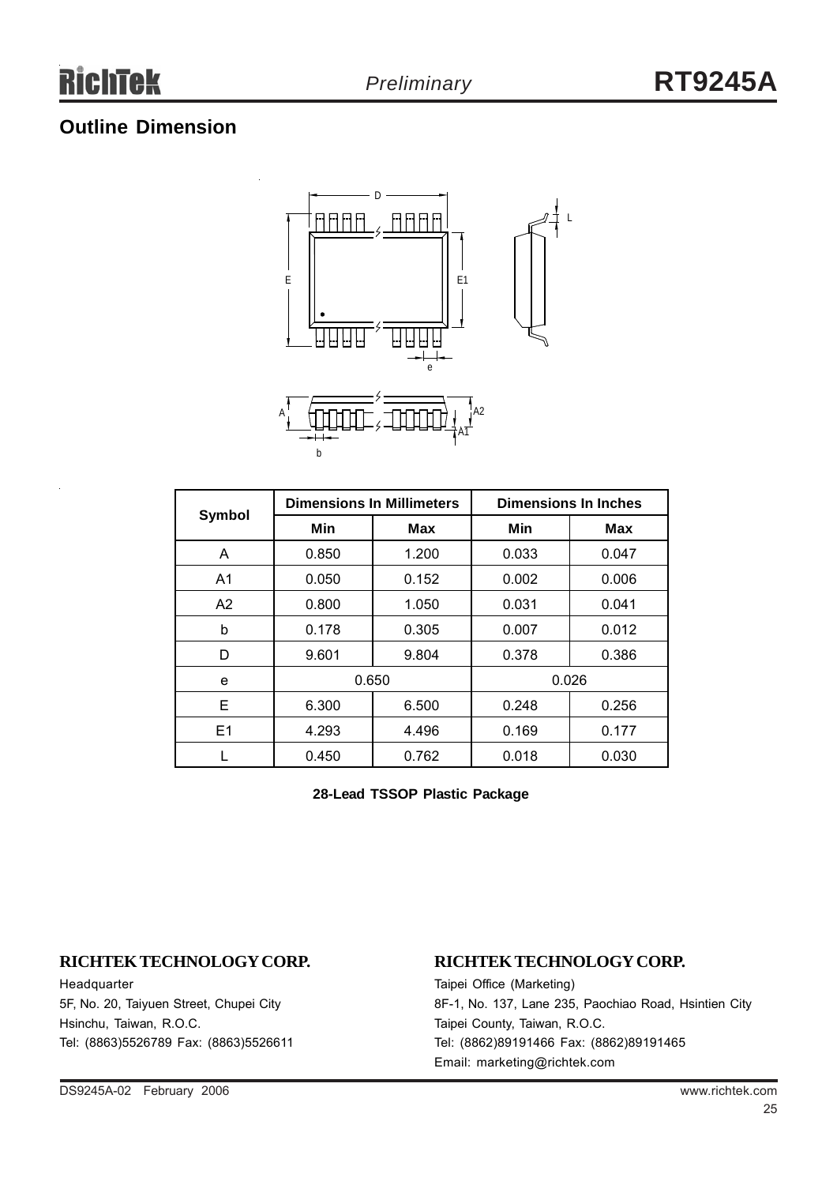## Outline Dimension

D

E

E1

L

e

A

A2

A1

b

| Symbol | Dimensions In Millimeters | | Dimensions In Inches | |
|---|---|---|---|---|
| | Min | Max | Min | Max |
| A | 0.850 | 1.200 | 0.033 | 0.047 |
| A1 | 0.050 | 0.152 | 0.002 | 0.006 |
| A2 | 0.800 | 1.050 | 0.031 | 0.041 |
| b | 0.178 | 0.305 | 0.007 | 0.012 |
| D | 9.601 | 9.804 | 0.378 | 0.386 |
| e | 0.650 | | 0.026 | |
| E | 6.300 | 6.500 | 0.248 | 0.256 |
| E1 | 4.293 | 4.496 | 0.169 | 0.177 |
| L | 0.450 | 0.762 | 0.018 | 0.030 |

**28-Lead TSSOP Plastic Package**

**RICHTEK TECHNOLOGY CORP.**

Headquarter
5F, No. 20, Taiyuen Street, Chupei City
Hsinchu, Taiwan, R.O.C.
Tel: (8863)5526789 Fax: (8863)5526611

**RICHTEK TECHNOLOGY CORP.**

Taipei Office (Marketing)
8F-1, No. 137, Lane 235, Paochiao Road, Hsintien City
Taipei County, Taiwan, R.O.C.
Tel: (8862)89191466 Fax: (8862)89191465
Email: marketing@richtek.com